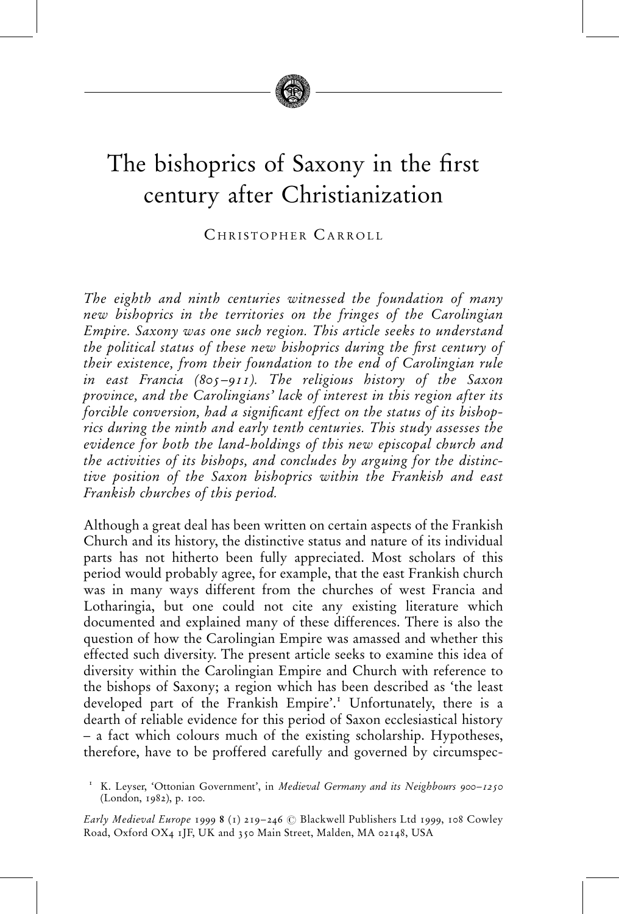# The bishoprics of Saxony in the first century after Christianization

Christopher Carroll

*The eighth and ninth centuries witnessed the foundation of many new bishoprics in the territories on the fringes of the Carolingian Empire. Saxony was one such region. This article seeks to understand the political status of these new bishoprics during the first century of their existence, from their foundation to the end of Carolingian rule in east Francia (805–911). The religious history of the Saxon province, and the Carolingians' lack of interest in this region after its forcible conversion, had a significant effect on the status of its bishoprics during the ninth and early tenth centuries. This study assesses the evidence for both the land-holdings of this new episcopal church and the activities of its bishops, and concludes by arguing for the distinctive position of the Saxon bishoprics within the Frankish and east Frankish churches of this period.*

Although a great deal has been written on certain aspects of the Frankish Church and its history, the distinctive status and nature of its individual parts has not hitherto been fully appreciated. Most scholars of this period would probably agree, for example, that the east Frankish church was in many ways different from the churches of west Francia and Lotharingia, but one could not cite any existing literature which documented and explained many of these differences. There is also the question of how the Carolingian Empire was amassed and whether this effected such diversity. The present article seeks to examine this idea of diversity within the Carolingian Empire and Church with reference to the bishops of Saxony; a region which has been described as 'the least developed part of the Frankish Empire'.[1] Unfortunately, there is a dearth of reliable evidence for this period of Saxon ecclesiastical history – a fact which colours much of the existing scholarship. Hypotheses, therefore, have to be proffered carefully and governed by circumspec-

[1] K. Leyser, 'Ottonian Government', in *Medieval Germany and its Neighbours 900–1250* (London, 1982), p. 100.

*Early Medieval Europe* 1999 **8** (1) 219–246 © Blackwell Publishers Ltd 1999, 108 Cowley Road, Oxford OX4 1JF, UK and 350 Main Street, Malden, MA 02148, USA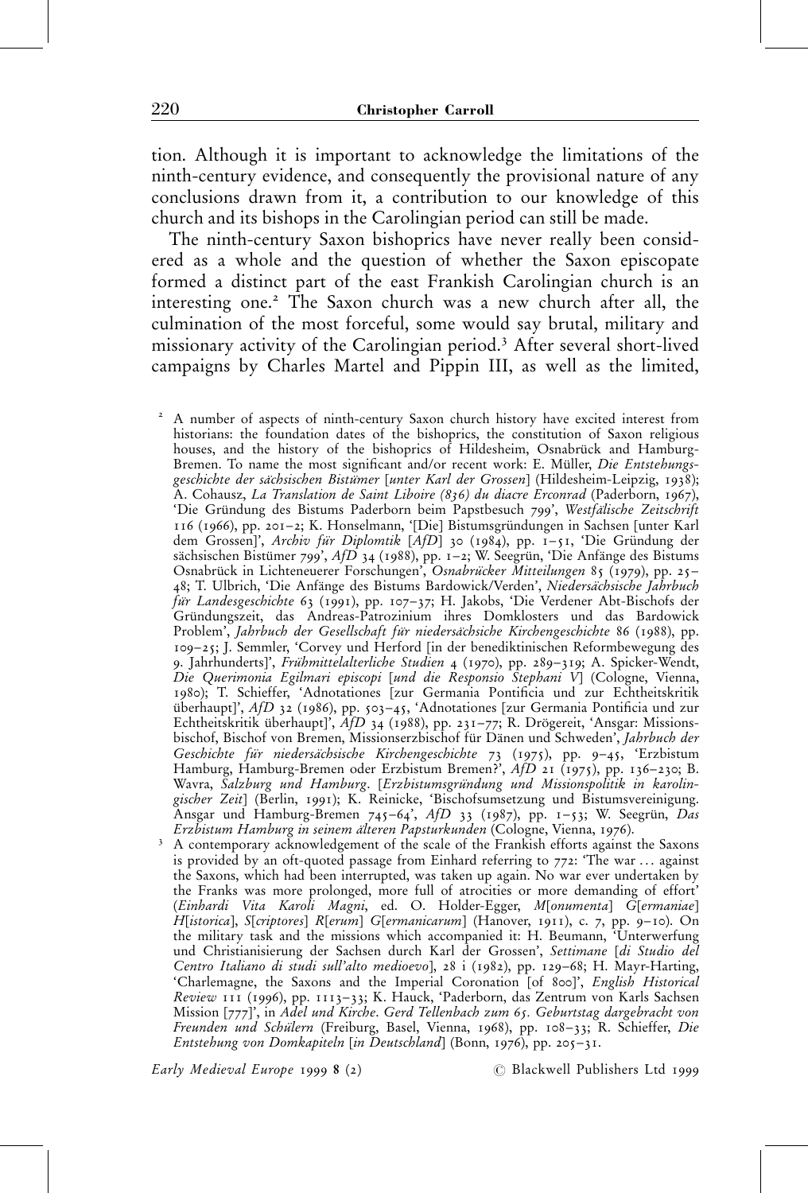tion. Although it is important to acknowledge the limitations of the ninth-century evidence, and consequently the provisional nature of any conclusions drawn from it, a contribution to our knowledge of this church and its bishops in the Carolingian period can still be made.

The ninth-century Saxon bishoprics have never really been considered as a whole and the question of whether the Saxon episcopate formed a distinct part of the east Frankish Carolingian church is an interesting one.[2] The Saxon church was a new church after all, the culmination of the most forceful, some would say brutal, military and missionary activity of the Carolingian period.[3] After several short-lived campaigns by Charles Martel and Pippin III, as well as the limited,

[2] A number of aspects of ninth-century Saxon church history have excited interest from historians: the foundation dates of the bishoprics, the constitution of Saxon religious houses, and the history of the bishoprics of Hildesheim, Osnabrück and Hamburg-Bremen. To name the most significant and/or recent work: E. Müller, *Die Entstehungsgeschichte der sächsischen Bistümer* [*unter Karl der Grossen*] (Hildesheim-Leipzig, 1938); A. Cohausz, *La Translation de Saint Liboire (836) du diacre Erconrad* (Paderborn, 1967), 'Die Gründung des Bistums Paderborn beim Papstbesuch 799', *Westfälische Zeitschrift* 116 (1966), pp. 201–2; K. Honselmann, '[Die] Bistumsgründungen in Sachsen [unter Karl dem Grossen]', *Archiv für Diplomtik* [*AfD*] 30 (1984), pp. 1–51, 'Die Gründung der sächsischen Bistümer 799', *AfD* 34 (1988), pp. 1–2; W. Seegrün, 'Die Anfänge des Bistums Osnabrück in Lichteneuerer Forschungen', *Osnabrücker Mitteilungen* 85 (1979), pp. 25–48; T. Ulbrich, 'Die Anfänge des Bistums Bardowick/Verden', *Niedersächsische Jahrbuch für Landesgeschichte* 63 (1991), pp. 107–37; H. Jakobs, 'Die Verdener Abt-Bischofs der Gründungszeit, das Andreas-Patrozinium ihres Domklosters und das Bardowick Problem', *Jahrbuch der Gesellschaft für niedersächsiche Kirchengeschichte* 86 (1988), pp. 109–25; J. Semmler, 'Corvey und Herford [in der benediktinischen Reformbewegung des 9. Jahrhunderts]', *Frühmittelalterliche Studien* 4 (1970), pp. 289–319; A. Spicker-Wendt, *Die Querimonia Egilmari episcopi* [*und die Responsio Stephani V*] (Cologne, Vienna, 1980); T. Schieffer, 'Adnotationes [zur Germania Pontificia und zur Echtheitskritik überhaupt]', *AfD* 32 (1986), pp. 503–45, 'Adnotationes [zur Germania Pontificia und zur Echtheitskritik überhaupt]', *AfD* 34 (1988), pp. 231–77; R. Drögereit, 'Ansgar: Missionsbischof, Bischof von Bremen, Missionserzbischof für Dänen und Schweden', *Jahrbuch der Geschichte für niedersächsische Kirchengeschichte* 73 (1975), pp. 9–45, 'Erzbistum Hamburg, Hamburg-Bremen oder Erzbistum Bremen?', *AfD* 21 (1975), pp. 136–230; B. Wavra, *Salzburg und Hamburg.* [*Erzbistumsgründung und Missionspolitik in karolingischer Zeit*] (Berlin, 1991); K. Reinicke, 'Bischofsumsetzung und Bistumsvereinigung. Ansgar und Hamburg-Bremen 745–64', *AfD* 33 (1987), pp. 1–53; W. Seegrün, *Das Erzbistum Hamburg in seinem älteren Papsturkunden* (Cologne, Vienna, 1976).

[3] A contemporary acknowledgement of the scale of the Frankish efforts against the Saxons is provided by an oft-quoted passage from Einhard referring to 772: 'The war ... against the Saxons, which had been interrupted, was taken up again. No war ever undertaken by the Franks was more prolonged, more full of atrocities or more demanding of effort' (*Einhardi Vita Karoli Magni*, ed. O. Holder-Egger, *M*[*onumenta*] *G*[*ermaniae*] *H*[*istorica*], *S*[*criptores*] *R*[*erum*] *G*[*ermanicarum*] (Hanover, 1911), c. 7, pp. 9–10). On the military task and the missions which accompanied it: H. Beumann, 'Unterwerfung und Christianisierung der Sachsen durch Karl der Grossen', *Settimane* [*di Studio del Centro Italiano di studi sull'alto medioevo*], 28 i (1982), pp. 129–68; H. Mayr-Harting, 'Charlemagne, the Saxons and the Imperial Coronation [of 800]', *English Historical Review* 111 (1996), pp. 1113–33; K. Hauck, 'Paderborn, das Zentrum von Karls Sachsen Mission [777]', in *Adel und Kirche. Gerd Tellenbach zum 65. Geburtstag dargebracht von Freunden und Schülern* (Freiburg, Basel, Vienna, 1968), pp. 108–33; R. Schieffer, *Die Entstehung von Domkapiteln* [*in Deutschland*] (Bonn, 1976), pp. 205–31.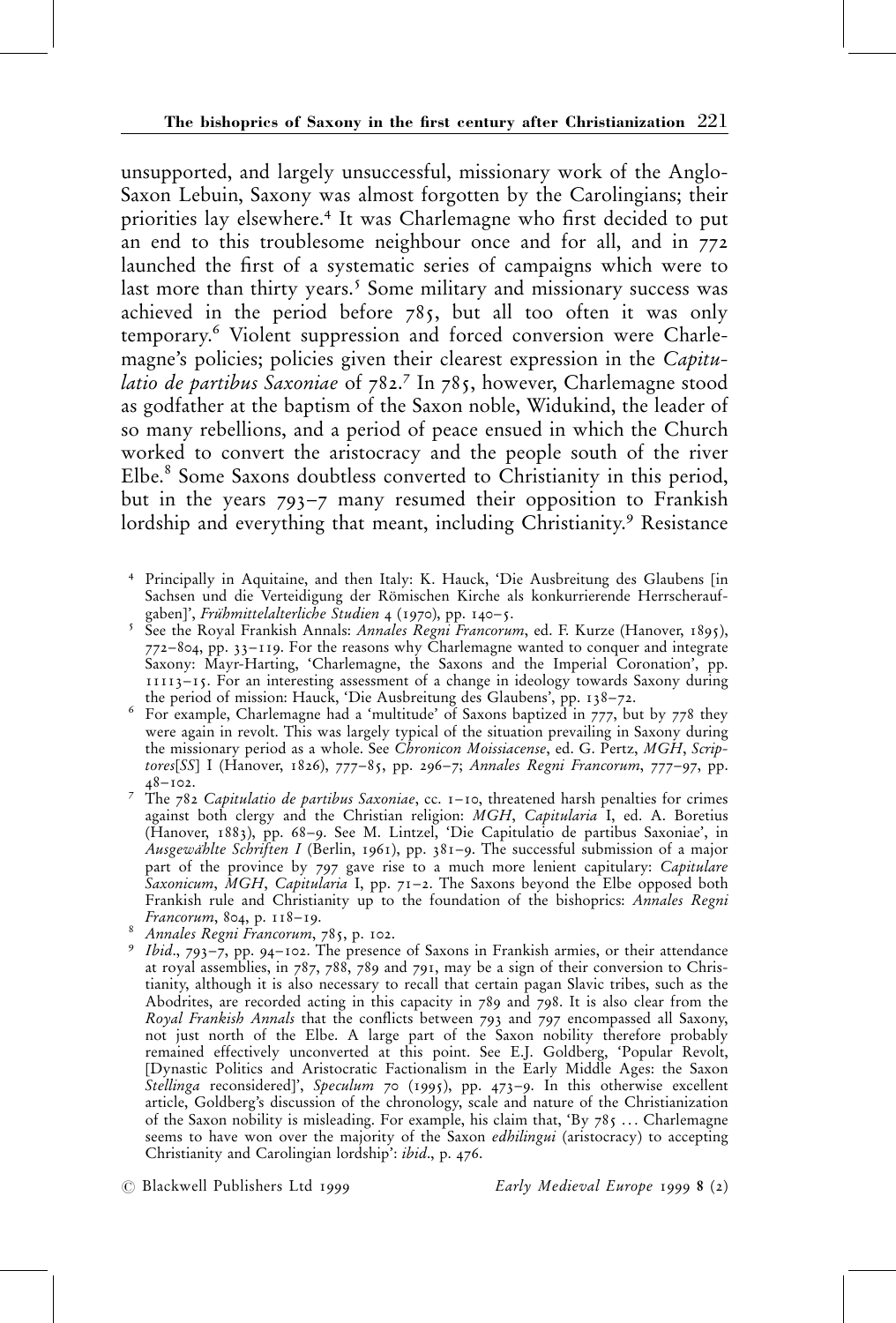unsupported, and largely unsuccessful, missionary work of the Anglo-Saxon Lebuin, Saxony was almost forgotten by the Carolingians; their priorities lay elsewhere.[4] It was Charlemagne who first decided to put an end to this troublesome neighbour once and for all, and in 772 launched the first of a systematic series of campaigns which were to last more than thirty years.[5] Some military and missionary success was achieved in the period before 785, but all too often it was only temporary.[6] Violent suppression and forced conversion were Charlemagne's policies; policies given their clearest expression in the *Capitulatio de partibus Saxoniae* of 782.[7] In 785, however, Charlemagne stood as godfather at the baptism of the Saxon noble, Widukind, the leader of so many rebellions, and a period of peace ensued in which the Church worked to convert the aristocracy and the people south of the river Elbe.[8] Some Saxons doubtless converted to Christianity in this period, but in the years 793–7 many resumed their opposition to Frankish lordship and everything that meant, including Christianity.[9] Resistance

[4] Principally in Aquitaine, and then Italy: K. Hauck, 'Die Ausbreitung des Glaubens [in Sachsen und die Verteidigung der Römischen Kirche als konkurrierende Herrscheraufgaben]', *Frühmittelalterliche Studien* 4 (1970), pp. 140–5.

[5] See the Royal Frankish Annals: *Annales Regni Francorum*, ed. F. Kurze (Hanover, 1895), 772–804, pp. 33–119. For the reasons why Charlemagne wanted to conquer and integrate Saxony: Mayr-Harting, 'Charlemagne, the Saxons and the Imperial Coronation', pp. 11113–15. For an interesting assessment of a change in ideology towards Saxony during the period of mission: Hauck, 'Die Ausbreitung des Glaubens', pp. 138–72.

[6] For example, Charlemagne had a 'multitude' of Saxons baptized in 777, but by 778 they were again in revolt. This was largely typical of the situation prevailing in Saxony during the missionary period as a whole. See *Chronicon Moissiacense*, ed. G. Pertz, *MGH*, *Scriptores*[*SS*] I (Hanover, 1826), 777–85, pp. 296–7; *Annales Regni Francorum*, 777–97, pp. 48–102.

[7] The 782 *Capitulatio de partibus Saxoniae*, cc. 1–10, threatened harsh penalties for crimes against both clergy and the Christian religion: *MGH*, *Capitularia* I, ed. A. Boretius (Hanover, 1883), pp. 68–9. See M. Lintzel, 'Die Capitulatio de partibus Saxoniae', in *Ausgewählte Schriften I* (Berlin, 1961), pp. 381–9. The successful submission of a major part of the province by 797 gave rise to a much more lenient capitulary: *Capitulare Saxonicum*, *MGH*, *Capitularia* I, pp. 71–2. The Saxons beyond the Elbe opposed both Frankish rule and Christianity up to the foundation of the bishoprics: *Annales Regni Francorum*, 804, p. 118–19.

[8] *Annales Regni Francorum*, 785, p. 102.

[9] *Ibid*., 793–7, pp. 94–102. The presence of Saxons in Frankish armies, or their attendance at royal assemblies, in 787, 788, 789 and 791, may be a sign of their conversion to Christianity, although it is also necessary to recall that certain pagan Slavic tribes, such as the Abodrites, are recorded acting in this capacity in 789 and 798. It is also clear from the *Royal Frankish Annals* that the conflicts between 793 and 797 encompassed all Saxony, not just north of the Elbe. A large part of the Saxon nobility therefore probably remained effectively unconverted at this point. See E.J. Goldberg, 'Popular Revolt, [Dynastic Politics and Aristocratic Factionalism in the Early Middle Ages: the Saxon *Stellinga* reconsidered]', *Speculum* 70 (1995), pp. 473–9. In this otherwise excellent article, Goldberg's discussion of the chronology, scale and nature of the Christianization of the Saxon nobility is misleading. For example, his claim that, 'By 785 ... Charlemagne seems to have won over the majority of the Saxon *edhilingui* (aristocracy) to accepting Christianity and Carolingian lordship': *ibid*., p. 476.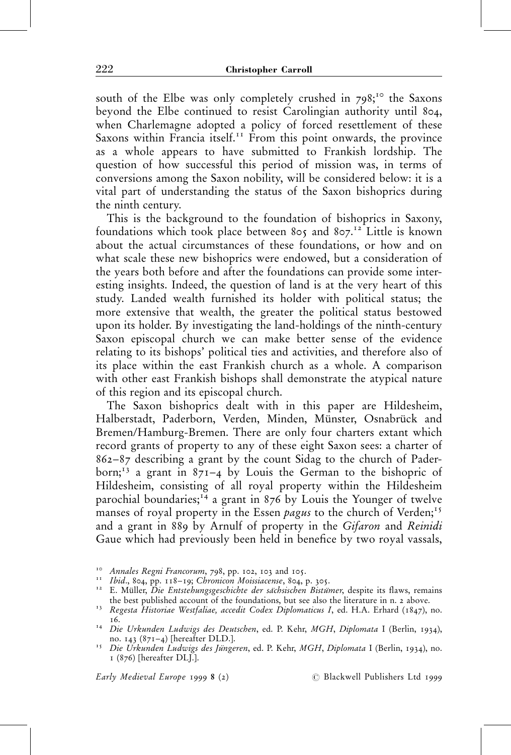south of the Elbe was only completely crushed in 798;[10] the Saxons beyond the Elbe continued to resist Carolingian authority until 804, when Charlemagne adopted a policy of forced resettlement of these Saxons within Francia itself.[11] From this point onwards, the province as a whole appears to have submitted to Frankish lordship. The question of how successful this period of mission was, in terms of conversions among the Saxon nobility, will be considered below: it is a vital part of understanding the status of the Saxon bishoprics during the ninth century.

This is the background to the foundation of bishoprics in Saxony, foundations which took place between 805 and 807.[12] Little is known about the actual circumstances of these foundations, or how and on what scale these new bishoprics were endowed, but a consideration of the years both before and after the foundations can provide some interesting insights. Indeed, the question of land is at the very heart of this study. Landed wealth furnished its holder with political status; the more extensive that wealth, the greater the political status bestowed upon its holder. By investigating the land-holdings of the ninth-century Saxon episcopal church we can make better sense of the evidence relating to its bishops' political ties and activities, and therefore also of its place within the east Frankish church as a whole. A comparison with other east Frankish bishops shall demonstrate the atypical nature of this region and its episcopal church.

The Saxon bishoprics dealt with in this paper are Hildesheim, Halberstadt, Paderborn, Verden, Minden, Münster, Osnabrück and Bremen/Hamburg-Bremen. There are only four charters extant which record grants of property to any of these eight Saxon sees: a charter of 862–87 describing a grant by the count Sidag to the church of Paderborn;[13] a grant in 871–4 by Louis the German to the bishopric of Hildesheim, consisting of all royal property within the Hildesheim parochial boundaries;[14] a grant in 876 by Louis the Younger of twelve manses of royal property in the Essen *pagus* to the church of Verden;[15] and a grant in 889 by Arnulf of property in the *Gifaron* and *Reinidi* Gaue which had previously been held in benefice by two royal vassals,

[10] *Annales Regni Francorum*, 798, pp. 102, 103 and 105.

[11] *Ibid*., 804, pp. 118–19; *Chronicon Moissiacense*, 804, p. 305.

[12] E. Müller, *Die Entstehungsgeschichte der sächsischen Bistümer*, despite its flaws, remains the best published account of the foundations, but see also the literature in n. 2 above.

[13] *Regesta Historiae Westfaliae, accedit Codex Diplomaticus I*, ed. H.A. Erhard (1847), no. 16.

[14] *Die Urkunden Ludwigs des Deutschen*, ed. P. Kehr, *MGH*, *Diplomata* I (Berlin, 1934), no. 143 (871–4) [hereafter DLD.].

[15] *Die Urkunden Ludwigs des Jüngeren*, ed. P. Kehr, *MGH*, *Diplomata* I (Berlin, 1934), no. 1 (876) [hereafter DLJ.].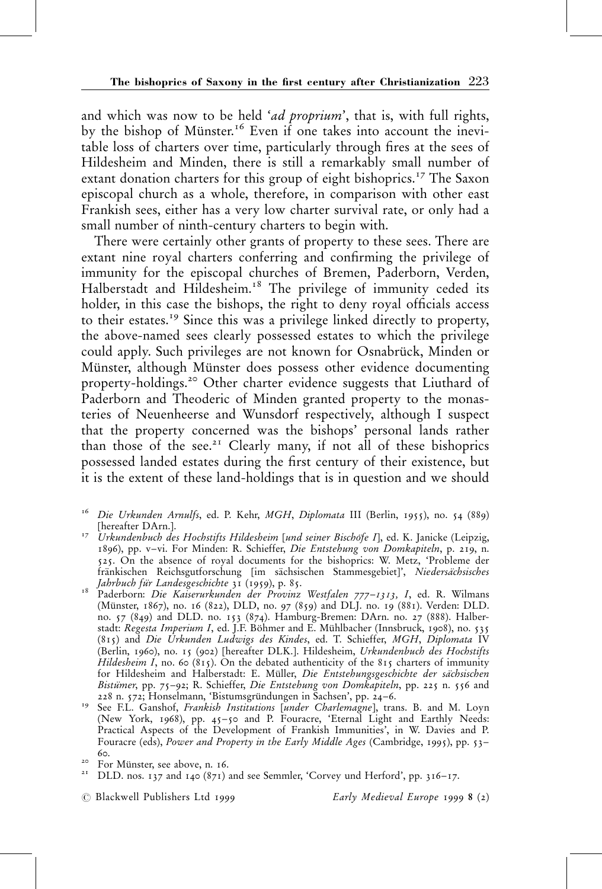and which was now to be held '*ad proprium*', that is, with full rights, by the bishop of Münster.[16] Even if one takes into account the inevitable loss of charters over time, particularly through fires at the sees of Hildesheim and Minden, there is still a remarkably small number of extant donation charters for this group of eight bishoprics.[17] The Saxon episcopal church as a whole, therefore, in comparison with other east Frankish sees, either has a very low charter survival rate, or only had a small number of ninth-century charters to begin with.

There were certainly other grants of property to these sees. There are extant nine royal charters conferring and confirming the privilege of immunity for the episcopal churches of Bremen, Paderborn, Verden, Halberstadt and Hildesheim.[18] The privilege of immunity ceded its holder, in this case the bishops, the right to deny royal officials access to their estates.[19] Since this was a privilege linked directly to property, the above-named sees clearly possessed estates to which the privilege could apply. Such privileges are not known for Osnabrück, Minden or Münster, although Münster does possess other evidence documenting property-holdings.[20] Other charter evidence suggests that Liuthard of Paderborn and Theoderic of Minden granted property to the monasteries of Neuenheerse and Wunsdorf respectively, although I suspect that the property concerned was the bishops' personal lands rather than those of the see.[21] Clearly many, if not all of these bishoprics possessed landed estates during the first century of their existence, but it is the extent of these land-holdings that is in question and we should

[16] *Die Urkunden Arnulfs*, ed. P. Kehr, *MGH*, *Diplomata* III (Berlin, 1955), no. 54 (889) [hereafter DArn.].

[17] *Urkundenbuch des Hochstifts Hildesheim* [*und seiner Bischöfe I*], ed. K. Janicke (Leipzig, 1896), pp. v–vi. For Minden: R. Schieffer, *Die Entstehung von Domkapiteln*, p. 219, n. 525. On the absence of royal documents for the bishoprics: W. Metz, 'Probleme der fränkischen Reichsgutforschung [im sächsischen Stammesgebiet]', *Niedersächsisches Jahrbuch für Landesgeschichte* 31 (1959), p. 85.

[18] Paderborn: *Die Kaiserurkunden der Provinz Westfalen 777–1313, I*, ed. R. Wilmans (Münster, 1867), no. 16 (822), DLD, no. 97 (859) and DLJ. no. 19 (881). Verden: DLD. no. 57 (849) and DLD. no. 153 (874). Hamburg-Bremen: DArn. no. 27 (888). Halberstadt: *Regesta Imperium I*, ed. J.F. Böhmer and E. Mühlbacher (Innsbruck, 1908), no. 535 (815) and *Die Urkunden Ludwigs des Kindes*, ed. T. Schieffer, *MGH*, *Diplomata* IV (Berlin, 1960), no. 15 (902) [hereafter DLK.]. Hildesheim, *Urkundenbuch des Hochstifts Hildesheim I*, no. 60 (815). On the debated authenticity of the 815 charters of immunity for Hildesheim and Halberstadt: E. Müller, *Die Entstehungsgeschichte der sächsischen Bistümer*, pp. 75–92; R. Schieffer, *Die Entstehung von Domkapiteln*, pp. 225 n. 556 and 228 n. 572; Honselmann, 'Bistumsgründungen in Sachsen', pp. 24–6.

[19] See F.L. Ganshof, *Frankish Institutions* [*under Charlemagne*], trans. B. and M. Loyn (New York, 1968), pp. 45–50 and P. Fouracre, 'Eternal Light and Earthly Needs: Practical Aspects of the Development of Frankish Immunities', in W. Davies and P. Fouracre (eds), *Power and Property in the Early Middle Ages* (Cambridge, 1995), pp. 53–60.

[20] For Münster, see above, n. 16.

[21] DLD. nos. 137 and 140 (871) and see Semmler, 'Corvey und Herford', pp. 316–17.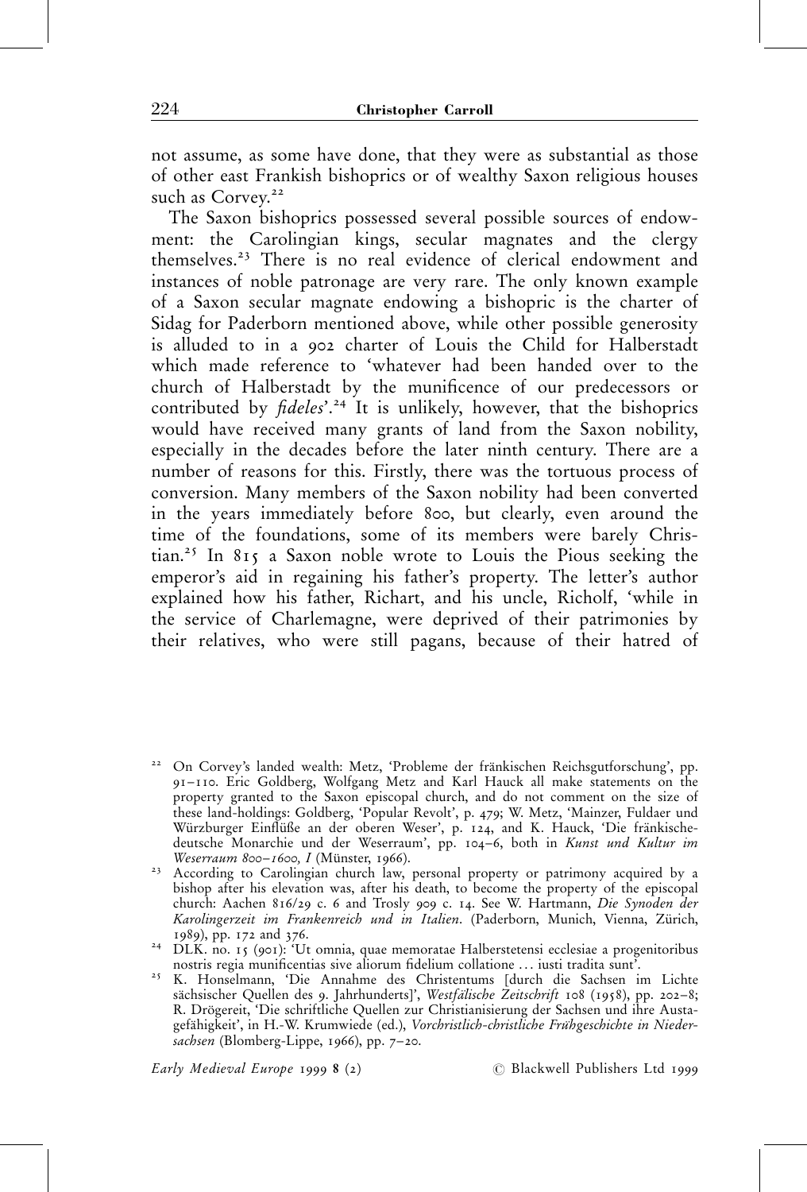not assume, as some have done, that they were as substantial as those of other east Frankish bishoprics or of wealthy Saxon religious houses such as Corvey.[22]

The Saxon bishoprics possessed several possible sources of endowment: the Carolingian kings, secular magnates and the clergy themselves.[23] There is no real evidence of clerical endowment and instances of noble patronage are very rare. The only known example of a Saxon secular magnate endowing a bishopric is the charter of Sidag for Paderborn mentioned above, while other possible generosity is alluded to in a 902 charter of Louis the Child for Halberstadt which made reference to 'whatever had been handed over to the church of Halberstadt by the munificence of our predecessors or contributed by *fideles*'.[24] It is unlikely, however, that the bishoprics would have received many grants of land from the Saxon nobility, especially in the decades before the later ninth century. There are a number of reasons for this. Firstly, there was the tortuous process of conversion. Many members of the Saxon nobility had been converted in the years immediately before 800, but clearly, even around the time of the foundations, some of its members were barely Christian.[25] In 815 a Saxon noble wrote to Louis the Pious seeking the emperor's aid in regaining his father's property. The letter's author explained how his father, Richart, and his uncle, Richolf, 'while in the service of Charlemagne, were deprived of their patrimonies by their relatives, who were still pagans, because of their hatred of

---

[22] On Corvey's landed wealth: Metz, 'Probleme der fränkischen Reichsgutforschung', pp. 91–110. Eric Goldberg, Wolfgang Metz and Karl Hauck all make statements on the property granted to the Saxon episcopal church, and do not comment on the size of these land-holdings: Goldberg, 'Popular Revolt', p. 479; W. Metz, 'Mainzer, Fuldaer und Würzburger Einflüße an der oberen Weser', p. 124, and K. Hauck, 'Die fränkische-deutsche Monarchie und der Weserraum', pp. 104–6, both in *Kunst und Kultur im Weserraum 800–1600, I* (Münster, 1966).

[23] According to Carolingian church law, personal property or patrimony acquired by a bishop after his elevation was, after his death, to become the property of the episcopal church: Aachen 816/29 c. 6 and Trosly 909 c. 14. See W. Hartmann, *Die Synoden der Karolingerzeit im Frankenreich und in Italien*. (Paderborn, Munich, Vienna, Zürich, 1989), pp. 172 and 376.

[24] DLK. no. 15 (901): 'Ut omnia, quae memoratae Halberstetensi ecclesiae a progenitoribus nostris regia munificentias sive aliorum fidelium collatione ... iusti tradita sunt'.

[25] K. Honselmann, 'Die Annahme des Christentums [durch die Sachsen im Lichte sächsischer Quellen des 9. Jahrhunderts]', *Westfälische Zeitschrift* 108 (1958), pp. 202–8; R. Drögereit, 'Die schriftliche Quellen zur Christianisierung der Sachsen und ihre Austagefähigkeit', in H.-W. Krumwiede (ed.), *Vorchristlich-christliche Frühgeschichte in Niedersachsen* (Blomberg-Lippe, 1966), pp. 7–20.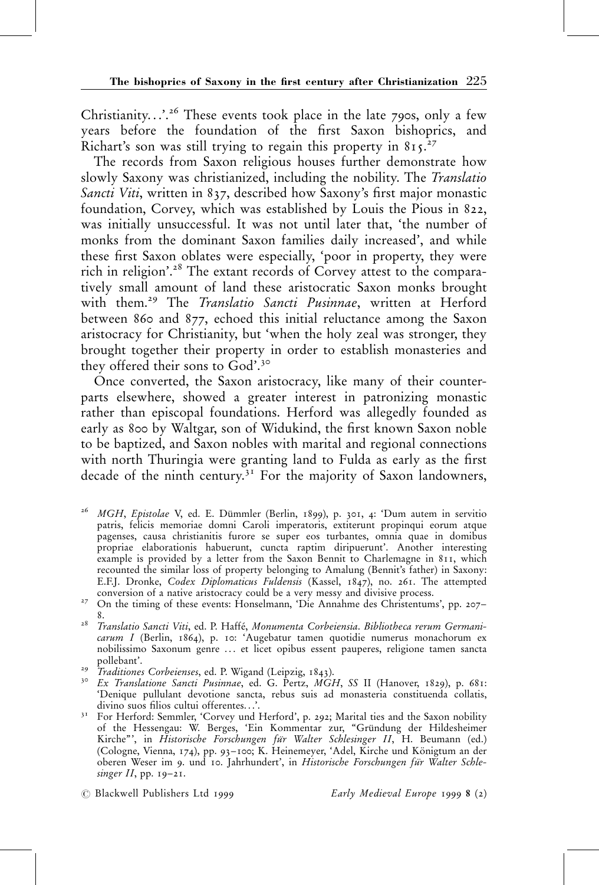Christianity…'.[26] These events took place in the late 790s, only a few years before the foundation of the first Saxon bishoprics, and Richart's son was still trying to regain this property in 815.[27]

The records from Saxon religious houses further demonstrate how slowly Saxony was christianized, including the nobility. The *Translatio Sancti Viti*, written in 837, described how Saxony's first major monastic foundation, Corvey, which was established by Louis the Pious in 822, was initially unsuccessful. It was not until later that, 'the number of monks from the dominant Saxon families daily increased', and while these first Saxon oblates were especially, 'poor in property, they were rich in religion'.[28] The extant records of Corvey attest to the comparatively small amount of land these aristocratic Saxon monks brought with them.[29] The *Translatio Sancti Pusinnae*, written at Herford between 860 and 877, echoed this initial reluctance among the Saxon aristocracy for Christianity, but 'when the holy zeal was stronger, they brought together their property in order to establish monasteries and they offered their sons to God'.[30]

Once converted, the Saxon aristocracy, like many of their counterparts elsewhere, showed a greater interest in patronizing monastic rather than episcopal foundations. Herford was allegedly founded as early as 800 by Waltgar, son of Widukind, the first known Saxon noble to be baptized, and Saxon nobles with marital and regional connections with north Thuringia were granting land to Fulda as early as the first decade of the ninth century.[31] For the majority of Saxon landowners,

[26] *MGH*, *Epistolae* V, ed. E. Dümmler (Berlin, 1899), p. 301, 4: 'Dum autem in servitio patris, felicis memoriae domni Caroli imperatoris, extiterunt propinqui eorum atque pagenses, causa christianitis furore se super eos turbantes, omnia quae in domibus propriae elaborationis habuerunt, cuncta raptim diripuerunt'. Another interesting example is provided by a letter from the Saxon Bennit to Charlemagne in 811, which recounted the similar loss of property belonging to Amalung (Bennit's father) in Saxony: E.F.J. Dronke, *Codex Diplomaticus Fuldensis* (Kassel, 1847), no. 261. The attempted conversion of a native aristocracy could be a very messy and divisive process.

[27] On the timing of these events: Honselmann, 'Die Annahme des Christentums', pp. 207–8.

[28] *Translatio Sancti Viti*, ed. P. Haffé, *Monumenta Corbeiensia. Bibliotheca rerum Germanicarum I* (Berlin, 1864), p. 10: 'Augebatur tamen quotidie numerus monachorum ex nobilissimo Saxonum genre … et licet opibus essent pauperes, religione tamen sancta pollebant'.

[29] *Traditiones Corbeienses*, ed. P. Wigand (Leipzig, 1843).

[30] *Ex Translatione Sancti Pusinnae*, ed. G. Pertz, *MGH*, *SS* II (Hanover, 1829), p. 681: 'Denique pullulant devotione sancta, rebus suis ad monasteria constituenda collatis, divino suos filios cultui offerentes…'.

[31] For Herford: Semmler, 'Corvey und Herford', p. 292; Marital ties and the Saxon nobility of the Hessengau: W. Berges, 'Ein Kommentar zur, "Gründung der Hildesheimer Kirche"', in *Historische Forschungen für Walter Schlesinger II*, H. Beumann (ed.) (Cologne, Vienna, 174), pp. 93–100; K. Heinemeyer, 'Adel, Kirche und Königtum an der oberen Weser im 9. und 10. Jahrhundert', in *Historische Forschungen für Walter Schlesinger II*, pp. 19–21.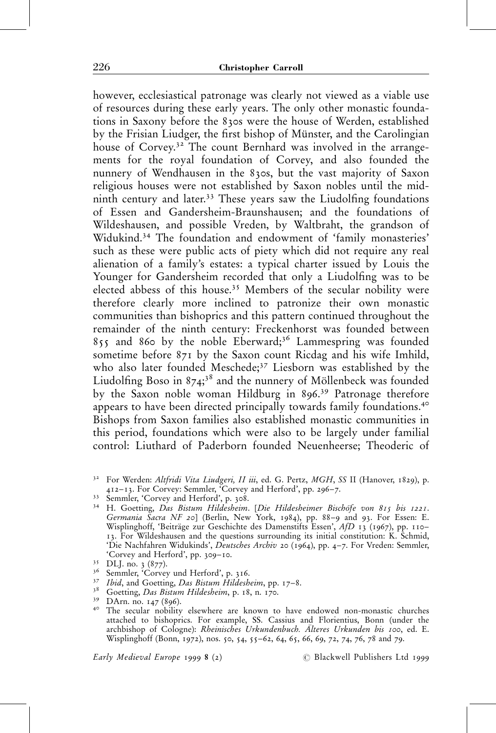however, ecclesiastical patronage was clearly not viewed as a viable use of resources during these early years. The only other monastic foundations in Saxony before the 830s were the house of Werden, established by the Frisian Liudger, the first bishop of Münster, and the Carolingian house of Corvey.[32] The count Bernhard was involved in the arrangements for the royal foundation of Corvey, and also founded the nunnery of Wendhausen in the 830s, but the vast majority of Saxon religious houses were not established by Saxon nobles until the mid-ninth century and later.[33] These years saw the Liudolfing foundations of Essen and Gandersheim-Braunshausen; and the foundations of Wildeshausen, and possible Vreden, by Waltbraht, the grandson of Widukind.[34] The foundation and endowment of 'family monasteries' such as these were public acts of piety which did not require any real alienation of a family's estates: a typical charter issued by Louis the Younger for Gandersheim recorded that only a Liudolfing was to be elected abbess of this house.[35] Members of the secular nobility were therefore clearly more inclined to patronize their own monastic communities than bishoprics and this pattern continued throughout the remainder of the ninth century: Freckenhorst was founded between 855 and 860 by the noble Eberward;[36] Lammespring was founded sometime before 871 by the Saxon count Ricdag and his wife Imhild, who also later founded Meschede;[37] Liesborn was established by the Liudolfing Boso in 874;[38] and the nunnery of Möllenbeck was founded by the Saxon noble woman Hildburg in 896.[39] Patronage therefore appears to have been directed principally towards family foundations.[40] Bishops from Saxon families also established monastic communities in this period, foundations which were also to be largely under familial control: Liuthard of Paderborn founded Neuenheerse; Theoderic of

[32] For Werden: *Altfridi Vita Liudgeri, II iii*, ed. G. Pertz, *MGH*, *SS* II (Hanover, 1829), p. 412–13. For Corvey: Semmler, 'Corvey and Herford', pp. 296–7.

[33] Semmler, 'Corvey and Herford', p. 308.

[34] H. Goetting, *Das Bistum Hildesheim*. [*Die Hildesheimer Bischöfe von 815 bis 1221*. *Germania Sacra NF 20*] (Berlin, New York, 1984), pp. 88–9 and 93. For Essen: E. Wisplinghoff, 'Beiträge zur Geschichte des Damenstifts Essen', *AfD* 13 (1967), pp. 110–13. For Wildeshausen and the questions surrounding its initial constitution: K. Schmid, 'Die Nachfahren Widukinds', *Deutsches Archiv* 20 (1964), pp. 4–7. For Vreden: Semmler, 'Corvey and Herford', pp. 309–10.

[35] DLJ. no. 3 (877).

[36] Semmler, 'Corvey und Herford', p. 316.

[37] *Ibid*, and Goetting, *Das Bistum Hildesheim*, pp. 17–8.

[38] Goetting, *Das Bistum Hildesheim*, p. 18, n. 170.

[39] DArn. no. 147 (896).

[40] The secular nobility elsewhere are known to have endowed non-monastic churches attached to bishoprics. For example, SS. Cassius and Florientius, Bonn (under the archbishop of Cologne): *Rheinisches Urkundenbuch. Älteres Urkunden bis 100*, ed. E. Wisplinghoff (Bonn, 1972), nos. 50, 54, 55–62, 64, 65, 66, 69, 72, 74, 76, 78 and 79.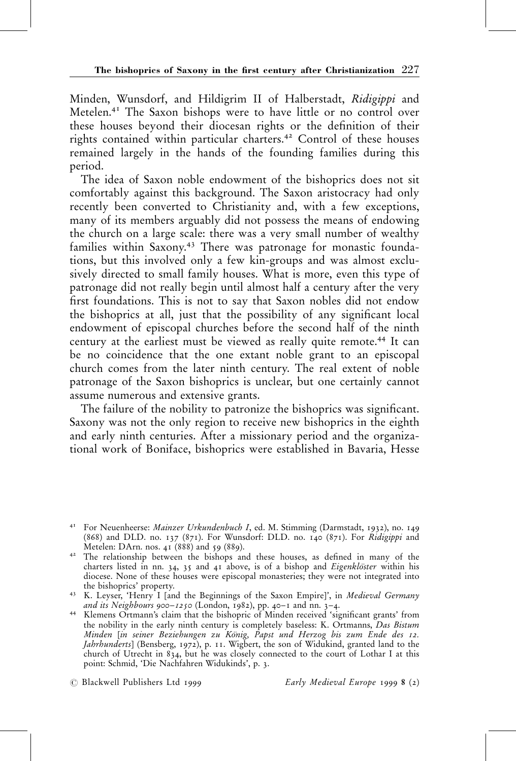Minden, Wunsdorf, and Hildigrim II of Halberstadt, *Ridigippi* and Metelen.[41] The Saxon bishops were to have little or no control over these houses beyond their diocesan rights or the definition of their rights contained within particular charters.[42] Control of these houses remained largely in the hands of the founding families during this period.

The idea of Saxon noble endowment of the bishoprics does not sit comfortably against this background. The Saxon aristocracy had only recently been converted to Christianity and, with a few exceptions, many of its members arguably did not possess the means of endowing the church on a large scale: there was a very small number of wealthy families within Saxony.[43] There was patronage for monastic foundations, but this involved only a few kin-groups and was almost exclusively directed to small family houses. What is more, even this type of patronage did not really begin until almost half a century after the very first foundations. This is not to say that Saxon nobles did not endow the bishoprics at all, just that the possibility of any significant local endowment of episcopal churches before the second half of the ninth century at the earliest must be viewed as really quite remote.[44] It can be no coincidence that the one extant noble grant to an episcopal church comes from the later ninth century. The real extent of noble patronage of the Saxon bishoprics is unclear, but one certainly cannot assume numerous and extensive grants.

The failure of the nobility to patronize the bishoprics was significant. Saxony was not the only region to receive new bishoprics in the eighth and early ninth centuries. After a missionary period and the organizational work of Boniface, bishoprics were established in Bavaria, Hesse

---

[41] For Neuenheerse: *Mainzer Urkundenbuch I*, ed. M. Stimming (Darmstadt, 1932), no. 149 (868) and DLD. no. 137 (871). For Wunsdorf: DLD. no. 140 (871). For *Ridigippi* and Metelen: DArn. nos. 41 (888) and 59 (889).

[42] The relationship between the bishops and these houses, as defined in many of the charters listed in nn. 34, 35 and 41 above, is of a bishop and *Eigenklöster* within his diocese. None of these houses were episcopal monasteries; they were not integrated into the bishoprics' property.

[43] K. Leyser, 'Henry I [and the Beginnings of the Saxon Empire]', in *Medieval Germany and its Neighbours 900–1250* (London, 1982), pp. 40–1 and nn. 3–4.

[44] Klemens Ortmann's claim that the bishopric of Minden received 'significant grants' from the nobility in the early ninth century is completely baseless: K. Ortmanns, *Das Bistum Minden* [*in seiner Beziehungen zu König, Papst und Herzog bis zum Ende des 12. Jahrhunderts*] (Bensberg, 1972), p. 11. Wigbert, the son of Widukind, granted land to the church of Utrecht in 834, but he was closely connected to the court of Lothar I at this point: Schmid, 'Die Nachfahren Widukinds', p. 3.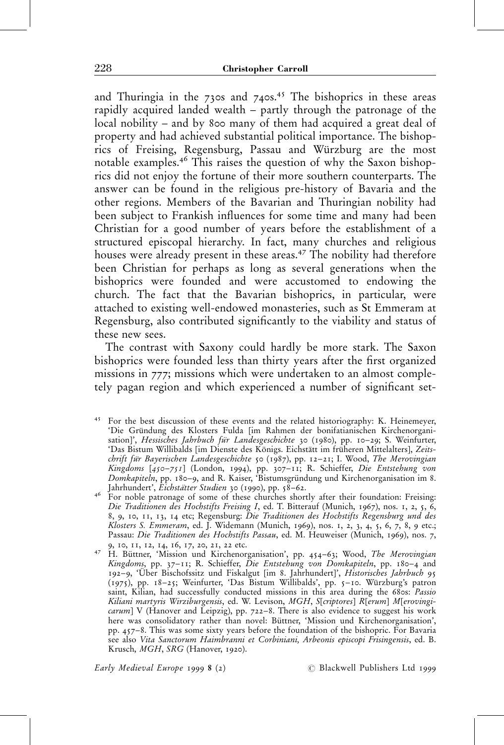and Thuringia in the 730s and 740s.[45] The bishoprics in these areas rapidly acquired landed wealth – partly through the patronage of the local nobility – and by 800 many of them had acquired a great deal of property and had achieved substantial political importance. The bishoprics of Freising, Regensburg, Passau and Würzburg are the most notable examples.[46] This raises the question of why the Saxon bishoprics did not enjoy the fortune of their more southern counterparts. The answer can be found in the religious pre-history of Bavaria and the other regions. Members of the Bavarian and Thuringian nobility had been subject to Frankish influences for some time and many had been Christian for a good number of years before the establishment of a structured episcopal hierarchy. In fact, many churches and religious houses were already present in these areas.[47] The nobility had therefore been Christian for perhaps as long as several generations when the bishoprics were founded and were accustomed to endowing the church. The fact that the Bavarian bishoprics, in particular, were attached to existing well-endowed monasteries, such as St Emmeram at Regensburg, also contributed significantly to the viability and status of these new sees.

The contrast with Saxony could hardly be more stark. The Saxon bishoprics were founded less than thirty years after the first organized missions in 777; missions which were undertaken to an almost completely pagan region and which experienced a number of significant set-

---

[45] For the best discussion of these events and the related historiography: K. Heinemeyer, 'Die Gründung des Klosters Fulda [im Rahmen der bonifatianischen Kirchenorganisation]', *Hessisches Jahrbuch für Landesgeschichte* 30 (1980), pp. 10–29; S. Weinfurter, 'Das Bistum Willibalds [im Dienste des Königs. Eichstätt im früheren Mittelalters], *Zeitschrift für Bayerischen Landesgeschichte* 50 (1987), pp. 12–21; I. Wood, *The Merovingian Kingdoms* [*450–751*] (London, 1994), pp. 307–11; R. Schieffer, *Die Entstehung von Domkapiteln*, pp. 180–9, and R. Kaiser, 'Bistumsgründung und Kirchenorganisation im 8. Jahrhundert', *Eichstätter Studien* 30 (1990), pp. 58–62.

[46] For noble patronage of some of these churches shortly after their foundation: Freising: *Die Traditionen des Hochstifts Freising I*, ed. T. Bitterauf (Munich, 1967), nos. 1, 2, 5, 6, 8, 9, 10, 11, 13, 14 etc; Regensburg: *Die Traditionen des Hochstifts Regensburg und des Klosters S. Emmeram*, ed. J. Widemann (Munich, 1969), nos. 1, 2, 3, 4, 5, 6, 7, 8, 9 etc.; Passau: *Die Traditionen des Hochstifts Passau*, ed. M. Heuweiser (Munich, 1969), nos. 7, 9, 10, 11, 12, 14, 16, 17, 20, 21, 22 etc.

[47] H. Büttner, 'Mission und Kirchenorganisation', pp. 454–63; Wood, *The Merovingian Kingdoms*, pp. 37–11; R. Schieffer, *Die Entstehung von Domkapiteln*, pp. 180–4 and 192–9, 'Über Bischofssitz und Fiskalgut [im 8. Jahrhundert]', *Historisches Jahrbuch* 95 (1975), pp. 18–25; Weinfurter, 'Das Bistum Willibalds', pp. 5–10. Würzburg's patron saint, Kilian, had successfully conducted missions in this area during the 680s: *Passio Kiliani martyris Wirziburgensis*, ed. W. Levison, *MGH*, *S*[*criptores*] *R*[*erum*] *M*[*erovingicarum*] V (Hanover and Leipzig), pp. 722–8. There is also evidence to suggest his work here was consolidatory rather than novel: Büttner, 'Mission und Kirchenorganisation', pp. 457–8. This was some sixty years before the foundation of the bishopric. For Bavaria see also *Vita Sanctorum Haimbranni et Corbiniani, Arbeonis episcopi Frisingensis*, ed. B. Krusch, *MGH*, *SRG* (Hanover, 1920).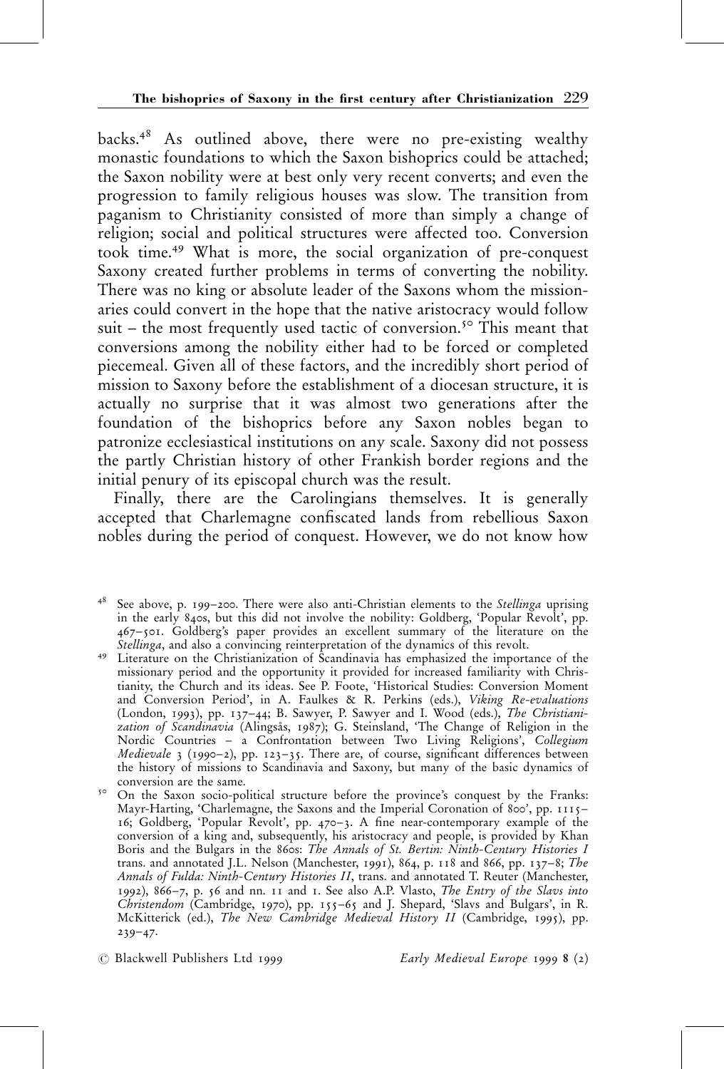backs.[48] As outlined above, there were no pre-existing wealthy monastic foundations to which the Saxon bishoprics could be attached; the Saxon nobility were at best only very recent converts; and even the progression to family religious houses was slow. The transition from paganism to Christianity consisted of more than simply a change of religion; social and political structures were affected too. Conversion took time.[49] What is more, the social organization of pre-conquest Saxony created further problems in terms of converting the nobility. There was no king or absolute leader of the Saxons whom the missionaries could convert in the hope that the native aristocracy would follow suit – the most frequently used tactic of conversion.[50] This meant that conversions among the nobility either had to be forced or completed piecemeal. Given all of these factors, and the incredibly short period of mission to Saxony before the establishment of a diocesan structure, it is actually no surprise that it was almost two generations after the foundation of the bishoprics before any Saxon nobles began to patronize ecclesiastical institutions on any scale. Saxony did not possess the partly Christian history of other Frankish border regions and the initial penury of its episcopal church was the result.

Finally, there are the Carolingians themselves. It is generally accepted that Charlemagne confiscated lands from rebellious Saxon nobles during the period of conquest. However, we do not know how

[48] See above, p. 199–200. There were also anti-Christian elements to the *Stellinga* uprising in the early 840s, but this did not involve the nobility: Goldberg, 'Popular Revolt', pp. 467–501. Goldberg's paper provides an excellent summary of the literature on the *Stellinga*, and also a convincing reinterpretation of the dynamics of this revolt.

[49] Literature on the Christianization of Scandinavia has emphasized the importance of the missionary period and the opportunity it provided for increased familiarity with Christianity, the Church and its ideas. See P. Foote, 'Historical Studies: Conversion Moment and Conversion Period', in A. Faulkes & R. Perkins (eds.), *Viking Re-evaluations* (London, 1993), pp. 137–44; B. Sawyer, P. Sawyer and I. Wood (eds.), *The Christianization of Scandinavia* (Alingsås, 1987); G. Steinsland, 'The Change of Religion in the Nordic Countries – a Confrontation between Two Living Religions', *Collegium Medievale* 3 (1990–2), pp. 123–35. There are, of course, significant differences between the history of missions to Scandinavia and Saxony, but many of the basic dynamics of conversion are the same.

[50] On the Saxon socio-political structure before the province's conquest by the Franks: Mayr-Harting, 'Charlemagne, the Saxons and the Imperial Coronation of 800', pp. 1115–16; Goldberg, 'Popular Revolt', pp. 470–3. A fine near-contemporary example of the conversion of a king and, subsequently, his aristocracy and people, is provided by Khan Boris and the Bulgars in the 860s: *The Annals of St. Bertin: Ninth-Century Histories I* trans. and annotated J.L. Nelson (Manchester, 1991), 864, p. 118 and 866, pp. 137–8; *The Annals of Fulda: Ninth-Century Histories II*, trans. and annotated T. Reuter (Manchester, 1992), 866–7, p. 56 and nn. 11 and 1. See also A.P. Vlasto, *The Entry of the Slavs into Christendom* (Cambridge, 1970), pp. 155–65 and J. Shepard, 'Slavs and Bulgars', in R. McKitterick (ed.), *The New Cambridge Medieval History II* (Cambridge, 1995), pp. 239–47.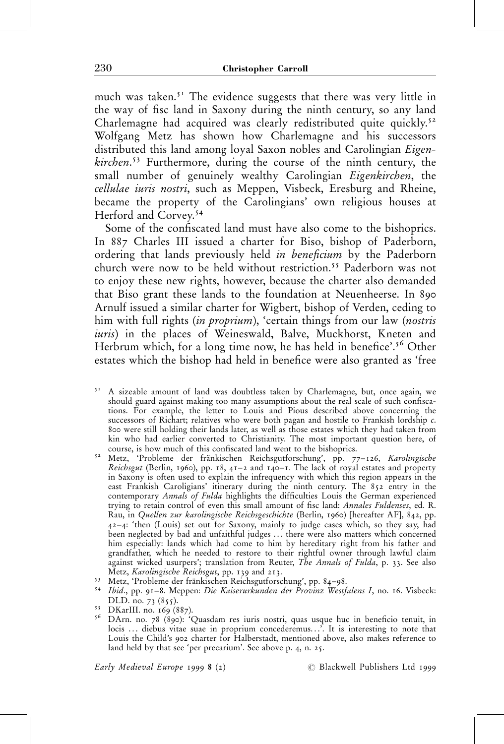much was taken.[51] The evidence suggests that there was very little in the way of fisc land in Saxony during the ninth century, so any land Charlemagne had acquired was clearly redistributed quite quickly.[52] Wolfgang Metz has shown how Charlemagne and his successors distributed this land among loyal Saxon nobles and Carolingian *Eigenkirchen*.[53] Furthermore, during the course of the ninth century, the small number of genuinely wealthy Carolingian *Eigenkirchen*, the *cellulae iuris nostri*, such as Meppen, Visbeck, Eresburg and Rheine, became the property of the Carolingians' own religious houses at Herford and Corvey.[54]

Some of the confiscated land must have also come to the bishoprics. In 887 Charles III issued a charter for Biso, bishop of Paderborn, ordering that lands previously held *in beneficium* by the Paderborn church were now to be held without restriction.[55] Paderborn was not to enjoy these new rights, however, because the charter also demanded that Biso grant these lands to the foundation at Neuenheerse. In 890 Arnulf issued a similar charter for Wigbert, bishop of Verden, ceding to him with full rights (*in proprium*), 'certain things from our law (*nostris iuris*) in the places of Weineswald, Balve, Muckhorst, Kneten and Herbrum which, for a long time now, he has held in benefice'.[56] Other estates which the bishop had held in benefice were also granted as 'free

---

[51] A sizeable amount of land was doubtless taken by Charlemagne, but, once again, we should guard against making too many assumptions about the real scale of such confiscations. For example, the letter to Louis and Pious described above concerning the successors of Richart; relatives who were both pagan and hostile to Frankish lordship *c.* 800 were still holding their lands later, as well as those estates which they had taken from kin who had earlier converted to Christianity. The most important question here, of course, is how much of this confiscated land went to the bishoprics.

[52] Metz, 'Probleme der fränkischen Reichsgutforschung', pp. 77–126, *Karolingische Reichsgut* (Berlin, 1960), pp. 18, 41–2 and 140–1. The lack of royal estates and property in Saxony is often used to explain the infrequency with which this region appears in the east Frankish Caroligians' itinerary during the ninth century. The 852 entry in the contemporary *Annals of Fulda* highlights the difficulties Louis the German experienced trying to retain control of even this small amount of fisc land: *Annales Fuldenses*, ed. R. Rau, in *Quellen zur karolingische Reichsgeschichte* (Berlin, 1960) [hereafter AF], 842, pp. 42–4: 'then (Louis) set out for Saxony, mainly to judge cases which, so they say, had been neglected by bad and unfaithful judges ... there were also matters which concerned him especially: lands which had come to him by hereditary right from his father and grandfather, which he needed to restore to their rightful owner through lawful claim against wicked usurpers'; translation from Reuter, *The Annals of Fulda*, p. 33. See also Metz, *Karolingische Reichsgut*, pp. 139 and 213.

[53] Metz, 'Probleme der fränkischen Reichsgutforschung', pp. 84–98.

[54] *Ibid*., pp. 91–8. Meppen: *Die Kaiserurkunden der Provinz Westfalens I*, no. 16. Visbeck: DLD. no. 73 (855).

[55] DKarIII. no. 169 (887).

[56] DArn. no. 78 (890): 'Quasdam res iuris nostri, quas usque huc in beneficio tenuit, in locis ... diebus vitae suae in proprium concederemus...'. It is interesting to note that Louis the Child's 902 charter for Halberstadt, mentioned above, also makes reference to land held by that see 'per precarium'. See above p. 4, n. 25.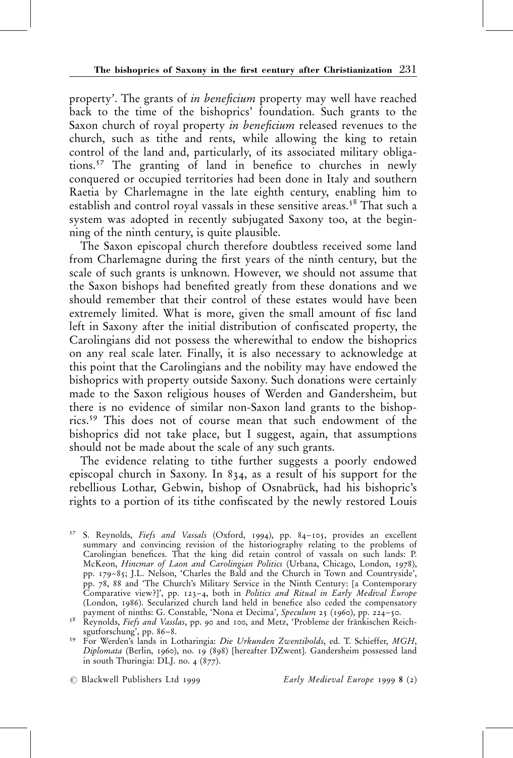property'. The grants of *in beneficium* property may well have reached back to the time of the bishoprics' foundation. Such grants to the Saxon church of royal property *in beneficium* released revenues to the church, such as tithe and rents, while allowing the king to retain control of the land and, particularly, of its associated military obligations.[57] The granting of land in benefice to churches in newly conquered or occupied territories had been done in Italy and southern Raetia by Charlemagne in the late eighth century, enabling him to establish and control royal vassals in these sensitive areas.[58] That such a system was adopted in recently subjugated Saxony too, at the beginning of the ninth century, is quite plausible.

The Saxon episcopal church therefore doubtless received some land from Charlemagne during the first years of the ninth century, but the scale of such grants is unknown. However, we should not assume that the Saxon bishops had benefited greatly from these donations and we should remember that their control of these estates would have been extremely limited. What is more, given the small amount of fisc land left in Saxony after the initial distribution of confiscated property, the Carolingians did not possess the wherewithal to endow the bishoprics on any real scale later. Finally, it is also necessary to acknowledge at this point that the Carolingians and the nobility may have endowed the bishoprics with property outside Saxony. Such donations were certainly made to the Saxon religious houses of Werden and Gandersheim, but there is no evidence of similar non-Saxon land grants to the bishoprics.[59] This does not of course mean that such endowment of the bishoprics did not take place, but I suggest, again, that assumptions should not be made about the scale of any such grants.

The evidence relating to tithe further suggests a poorly endowed episcopal church in Saxony. In 834, as a result of his support for the rebellious Lothar, Gebwin, bishop of Osnabrück, had his bishopric's rights to a portion of its tithe confiscated by the newly restored Louis

[57] S. Reynolds, *Fiefs and Vassals* (Oxford, 1994), pp. 84–105, provides an excellent summary and convincing revision of the historiography relating to the problems of Carolingian benefices. That the king did retain control of vassals on such lands: P. McKeon, *Hincmar of Laon and Carolingian Politics* (Urbana, Chicago, London, 1978), pp. 179–85; J.L. Nelson, 'Charles the Bald and the Church in Town and Countryside', pp. 78, 88 and 'The Church's Military Service in the Ninth Century: [a Contemporary Comparative view?]', pp. 123–4, both in *Politics and Ritual in Early Medival Europe* (London, 1986). Secularized church land held in benefice also ceded the compensatory payment of ninths: G. Constable, 'Nona et Decima', *Speculum* 25 (1960), pp. 224–50.

[58] Reynolds, *Fiefs and Vasslas*, pp. 90 and 100, and Metz, 'Probleme der fränkischen Reichsgutforschung', pp. 86–8.

[59] For Werden's lands in Lotharingia: *Die Urkunden Zwentibolds*, ed. T. Schieffer, *MGH*, *Diplomata* (Berlin, 1960), no. 19 (898) [hereafter DZwent]. Gandersheim possessed land in south Thuringia: DLJ. no. 4 (877).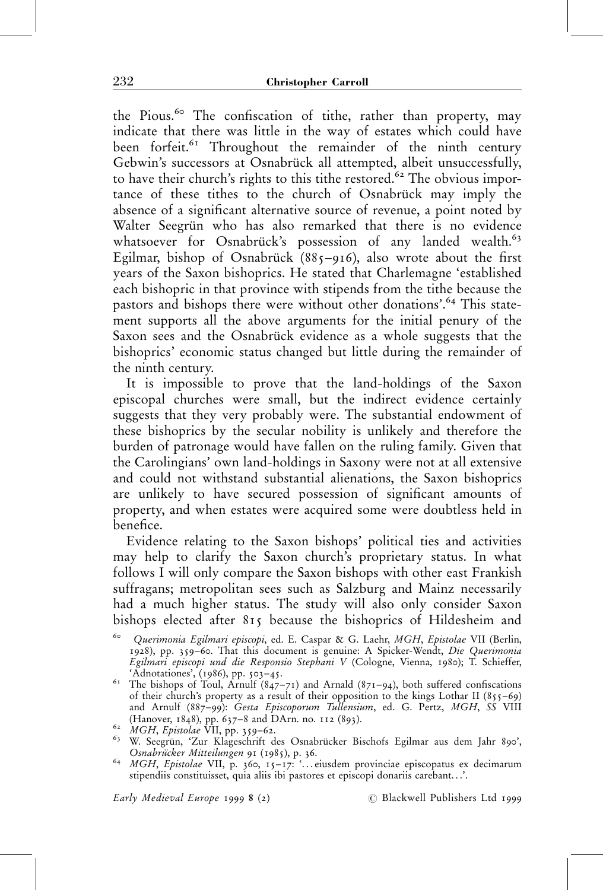the Pious.[60] The confiscation of tithe, rather than property, may indicate that there was little in the way of estates which could have been forfeit.[61] Throughout the remainder of the ninth century Gebwin's successors at Osnabrück all attempted, albeit unsuccessfully, to have their church's rights to this tithe restored.[62] The obvious importance of these tithes to the church of Osnabrück may imply the absence of a significant alternative source of revenue, a point noted by Walter Seegrün who has also remarked that there is no evidence whatsoever for Osnabrück's possession of any landed wealth.[63] Egilmar, bishop of Osnabrück (885–916), also wrote about the first years of the Saxon bishoprics. He stated that Charlemagne 'established each bishopric in that province with stipends from the tithe because the pastors and bishops there were without other donations'.[64] This statement supports all the above arguments for the initial penury of the Saxon sees and the Osnabrück evidence as a whole suggests that the bishoprics' economic status changed but little during the remainder of the ninth century.

It is impossible to prove that the land-holdings of the Saxon episcopal churches were small, but the indirect evidence certainly suggests that they very probably were. The substantial endowment of these bishoprics by the secular nobility is unlikely and therefore the burden of patronage would have fallen on the ruling family. Given that the Carolingians' own land-holdings in Saxony were not at all extensive and could not withstand substantial alienations, the Saxon bishoprics are unlikely to have secured possession of significant amounts of property, and when estates were acquired some were doubtless held in benefice.

Evidence relating to the Saxon bishops' political ties and activities may help to clarify the Saxon church's proprietary status. In what follows I will only compare the Saxon bishops with other east Frankish suffragans; metropolitan sees such as Salzburg and Mainz necessarily had a much higher status. The study will also only consider Saxon bishops elected after 815 because the bishoprics of Hildesheim and

[60] *Querimonia Egilmari episcopi*, ed. E. Caspar & G. Laehr, *MGH*, *Epistolae* VII (Berlin, 1928), pp. 359–60. That this document is genuine: A Spicker-Wendt, *Die Querimonia Egilmari episcopi und die Responsio Stephani V* (Cologne, Vienna, 1980); T. Schieffer, 'Adnotationes', (1986), pp. 503–45.

[61] The bishops of Toul, Arnulf (847–71) and Arnald (871–94), both suffered confiscations of their church's property as a result of their opposition to the kings Lothar II (855–69) and Arnulf (887–99): *Gesta Episcoporum Tullensium*, ed. G. Pertz, *MGH*, *SS* VIII (Hanover, 1848), pp. 637–8 and DArn. no. 112 (893).

[62] *MGH*, *Epistolae* VII, pp. 359–62.

[63] W. Seegrün, 'Zur Klageschrift des Osnabrücker Bischofs Egilmar aus dem Jahr 890', *Osnabrücker Mitteilungen* 91 (1985), p. 36.

[64] *MGH*, *Epistolae* VII, p. 360, 15–17: '…eiusdem provinciae episcopatus ex decimarum stipendiis constituisset, quia aliis ibi pastores et episcopi donariis carebant…'.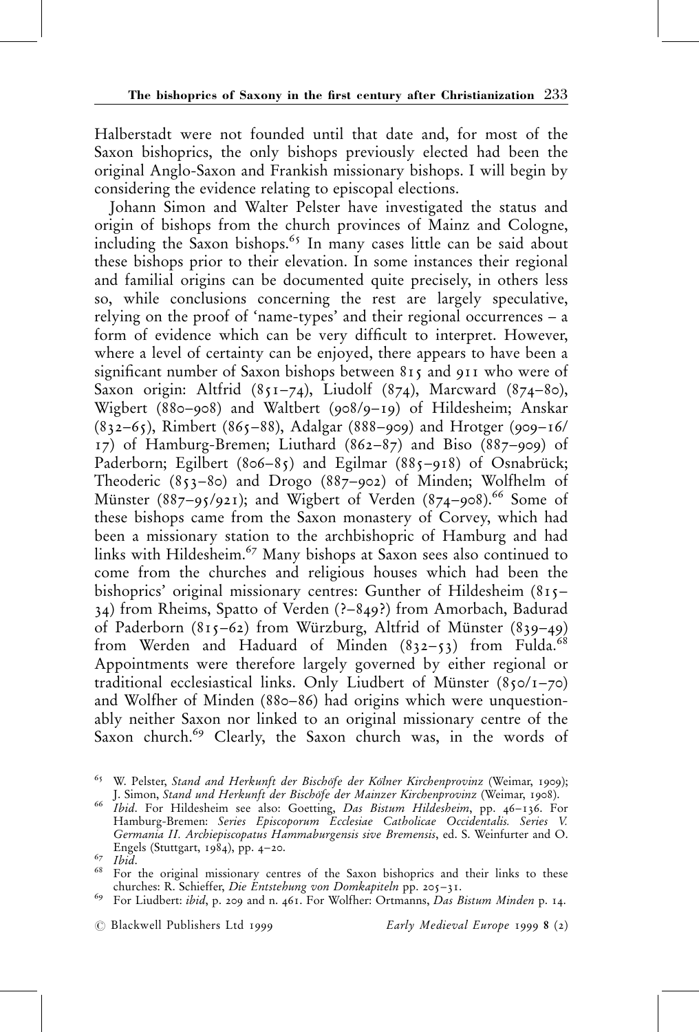Halberstadt were not founded until that date and, for most of the Saxon bishoprics, the only bishops previously elected had been the original Anglo-Saxon and Frankish missionary bishops. I will begin by considering the evidence relating to episcopal elections.

Johann Simon and Walter Pelster have investigated the status and origin of bishops from the church provinces of Mainz and Cologne, including the Saxon bishops.[65] In many cases little can be said about these bishops prior to their elevation. In some instances their regional and familial origins can be documented quite precisely, in others less so, while conclusions concerning the rest are largely speculative, relying on the proof of 'name-types' and their regional occurrences – a form of evidence which can be very difficult to interpret. However, where a level of certainty can be enjoyed, there appears to have been a significant number of Saxon bishops between 815 and 911 who were of Saxon origin: Altfrid (851–74), Liudolf (874), Marcward (874–80), Wigbert (880–908) and Waltbert (908/9–19) of Hildesheim; Anskar (832–65), Rimbert (865–88), Adalgar (888–909) and Hrotger (909–16/17) of Hamburg-Bremen; Liuthard (862–87) and Biso (887–909) of Paderborn; Egilbert (806–85) and Egilmar (885–918) of Osnabrück; Theoderic (853–80) and Drogo (887–902) of Minden; Wolfhelm of Münster (887–95/921); and Wigbert of Verden (874–908).[66] Some of these bishops came from the Saxon monastery of Corvey, which had been a missionary station to the archbishopric of Hamburg and had links with Hildesheim.[67] Many bishops at Saxon sees also continued to come from the churches and religious houses which had been the bishoprics' original missionary centres: Gunther of Hildesheim (815–34) from Rheims, Spatto of Verden (?–849?) from Amorbach, Badurad of Paderborn (815–62) from Würzburg, Altfrid of Münster (839–49) from Werden and Haduard of Minden (832–53) from Fulda.[68] Appointments were therefore largely governed by either regional or traditional ecclesiastical links. Only Liudbert of Münster (850/1–70) and Wolfher of Minden (880–86) had origins which were unquestionably neither Saxon nor linked to an original missionary centre of the Saxon church.[69] Clearly, the Saxon church was, in the words of

[65] W. Pelster, *Stand and Herkunft der Bischöfe der Kölner Kirchenprovinz* (Weimar, 1909); J. Simon, *Stand und Herkunft der Bischöfe der Mainzer Kirchenprovinz* (Weimar, 1908).

[66] *Ibid*. For Hildesheim see also: Goetting, *Das Bistum Hildesheim*, pp. 46–136. For Hamburg-Bremen: *Series Episcoporum Ecclesiae Catholicae Occidentalis. Series V. Germania II. Archiepiscopatus Hammaburgensis sive Bremensis*, ed. S. Weinfurter and O. Engels (Stuttgart, 1984), pp. 4–20.

[67] *Ibid*.

[68] For the original missionary centres of the Saxon bishoprics and their links to these churches: R. Schieffer, *Die Entstehung von Domkapiteln* pp. 205–31.

[69] For Liudbert: *ibid*, p. 209 and n. 461. For Wolfher: Ortmanns, *Das Bistum Minden* p. 14.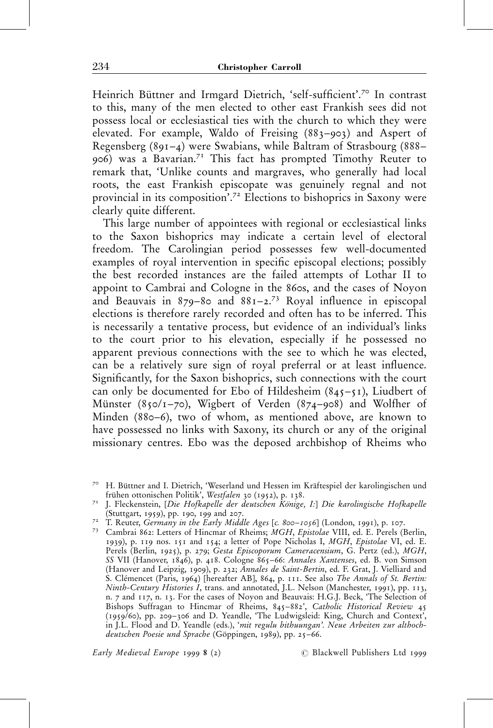Heinrich Büttner and Irmgard Dietrich, 'self-sufficient'.[70] In contrast to this, many of the men elected to other east Frankish sees did not possess local or ecclesiastical ties with the church to which they were elevated. For example, Waldo of Freising (883–903) and Aspert of Regensberg (891–4) were Swabians, while Baltram of Strasbourg (888–906) was a Bavarian.[71] This fact has prompted Timothy Reuter to remark that, 'Unlike counts and margraves, who generally had local roots, the east Frankish episcopate was genuinely regnal and not provincial in its composition'.[72] Elections to bishoprics in Saxony were clearly quite different.

This large number of appointees with regional or ecclesiastical links to the Saxon bishoprics may indicate a certain level of electoral freedom. The Carolingian period possesses few well-documented examples of royal intervention in specific episcopal elections; possibly the best recorded instances are the failed attempts of Lothar II to appoint to Cambrai and Cologne in the 860s, and the cases of Noyon and Beauvais in 879–80 and 881–2.[73] Royal influence in episcopal elections is therefore rarely recorded and often has to be inferred. This is necessarily a tentative process, but evidence of an individual's links to the court prior to his elevation, especially if he possessed no apparent previous connections with the see to which he was elected, can be a relatively sure sign of royal preferral or at least influence. Significantly, for the Saxon bishoprics, such connections with the court can only be documented for Ebo of Hildesheim (845–51), Liudbert of Münster (850/1–70), Wigbert of Verden (874–908) and Wolfher of Minden (880–6), two of whom, as mentioned above, are known to have possessed no links with Saxony, its church or any of the original missionary centres. Ebo was the deposed archbishop of Rheims who

---

70 H. Büttner and I. Dietrich, 'Weserland und Hessen im Kräftespiel der karolingischen und frühen ottonischen Politik', *Westfalen* 30 (1952), p. 138.

71 J. Fleckenstein, [*Die Hofkapelle der deutschen Könige, I:*] *Die karolingische Hofkapelle* (Stuttgart, 1959), pp. 190, 199 and 207.

72 T. Reuter, *Germany in the Early Middle Ages* [*c. 800–1056*] (London, 1991), p. 107.

73 Cambrai 862: Letters of Hincmar of Rheims; *MGH*, *Epistolae* VIII, ed. E. Perels (Berlin, 1939), p. 119 nos. 151 and 154; a letter of Pope Nicholas I, *MGH*, *Epistolae* VI, ed. E. Perels (Berlin, 1925), p. 279; *Gesta Episcoporum Cameracensium*, G. Pertz (ed.), *MGH*, *SS* VII (Hanover, 1846), p. 418. Cologne 865–66: *Annales Xantenses*, ed. B. von Simson (Hanover and Leipzig, 1909), p. 232; *Annales de Saint-Bertin*, ed. F. Grat, J. Vielliard and S. Clémencet (Paris, 1964) [hereafter AB], 864, p. 111. See also *The Annals of St. Bertin: Ninth-Century Histories I*, trans. and annotated, J.L. Nelson (Manchester, 1991), pp. 113, n. 7 and 117, n. 13. For the cases of Noyon and Beauvais: H.G.J. Beck, 'The Selection of Bishops Suffragan to Hincmar of Rheims, 845–882', *Catholic Historical Review* 45 (1959/60), pp. 209–306 and D. Yeandle, 'The Ludwigsleid: King, Church and Context', in J.L. Flood and D. Yeandle (eds.), *'mit regulu bithuungan'. Neue Arbeiten zur althochdeutschen Poesie und Sprache* (Göppingen, 1989), pp. 25–66.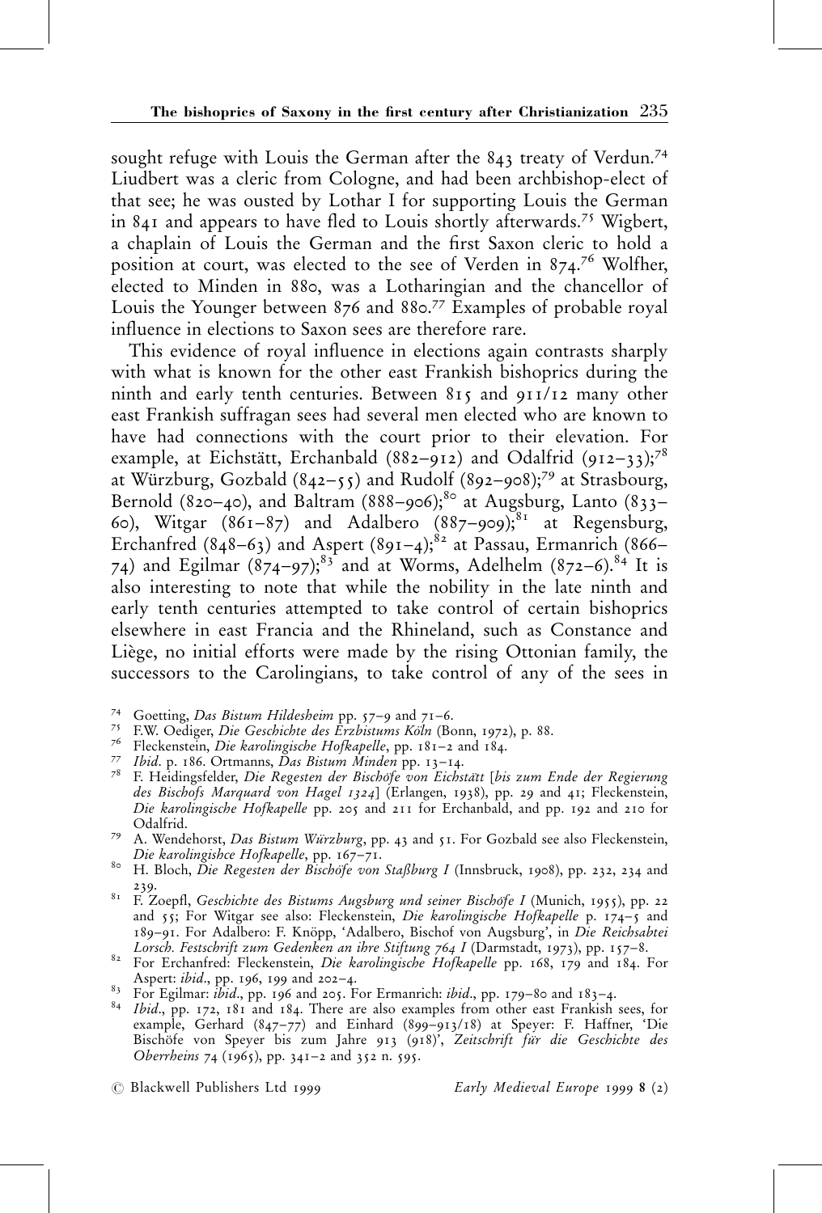sought refuge with Louis the German after the 843 treaty of Verdun.[74] Liudbert was a cleric from Cologne, and had been archbishop-elect of that see; he was ousted by Lothar I for supporting Louis the German in 841 and appears to have fled to Louis shortly afterwards.[75] Wigbert, a chaplain of Louis the German and the first Saxon cleric to hold a position at court, was elected to the see of Verden in 874.[76] Wolfher, elected to Minden in 880, was a Lotharingian and the chancellor of Louis the Younger between 876 and 880.[77] Examples of probable royal influence in elections to Saxon sees are therefore rare.

This evidence of royal influence in elections again contrasts sharply with what is known for the other east Frankish bishoprics during the ninth and early tenth centuries. Between 815 and 911/12 many other east Frankish suffragan sees had several men elected who are known to have had connections with the court prior to their elevation. For example, at Eichstätt, Erchanbald (882–912) and Odalfrid (912–33);[78] at Würzburg, Gozbald (842–55) and Rudolf (892–908);[79] at Strasbourg, Bernold (820–40), and Baltram (888–906);[80] at Augsburg, Lanto (833–60), Witgar (861–87) and Adalbero (887–909);[81] at Regensburg, Erchanfred (848–63) and Aspert (891–4);[82] at Passau, Ermanrich (866–74) and Egilmar (874–97);[83] and at Worms, Adelhelm (872–6).[84] It is also interesting to note that while the nobility in the late ninth and early tenth centuries attempted to take control of certain bishoprics elsewhere in east Francia and the Rhineland, such as Constance and Liège, no initial efforts were made by the rising Ottonian family, the successors to the Carolingians, to take control of any of the sees in

[74] Goetting, *Das Bistum Hildesheim* pp. 57–9 and 71–6.

[75] F.W. Oediger, *Die Geschichte des Erzbistums Köln* (Bonn, 1972), p. 88.

[76] Fleckenstein, *Die karolingische Hofkapelle*, pp. 181–2 and 184.

[77] *Ibid.* p. 186. Ortmanns, *Das Bistum Minden* pp. 13–14.

[78] F. Heidingsfelder, *Die Regesten der Bischöfe von Eichstätt* [*bis zum Ende der Regierung des Bischofs Marquard von Hagel 1324*] (Erlangen, 1938), pp. 29 and 41; Fleckenstein, *Die karolingische Hofkapelle* pp. 205 and 211 for Erchanbald, and pp. 192 and 210 for Odalfrid.

[79] A. Wendehorst, *Das Bistum Würzburg*, pp. 43 and 51. For Gozbald see also Fleckenstein, *Die karolingishce Hofkapelle*, pp. 167–71.

[80] H. Bloch, *Die Regesten der Bischöfe von Staßburg I* (Innsbruck, 1908), pp. 232, 234 and 239.

[81] F. Zoepfl, *Geschichte des Bistums Augsburg und seiner Bischöfe I* (Munich, 1955), pp. 22 and 55; For Witgar see also: Fleckenstein, *Die karolingische Hofkapelle* p. 174–5 and 189–91. For Adalbero: F. Knöpp, 'Adalbero, Bischof von Augsburg', in *Die Reichsabtei Lorsch. Festschrift zum Gedenken an ihre Stiftung 764 I* (Darmstadt, 1973), pp. 157–8.

[82] For Erchanfred: Fleckenstein, *Die karolingische Hofkapelle* pp. 168, 179 and 184. For Aspert: *ibid*., pp. 196, 199 and 202–4.

[83] For Egilmar: *ibid*., pp. 196 and 205. For Ermanrich: *ibid*., pp. 179–80 and 183–4.

[84] *Ibid*., pp. 172, 181 and 184. There are also examples from other east Frankish sees, for example, Gerhard (847–77) and Einhard (899–913/18) at Speyer: F. Haffner, 'Die Bischöfe von Speyer bis zum Jahre 913 (918)', *Zeitschrift für die Geschichte des Oberrheins* 74 (1965), pp. 341–2 and 352 n. 595.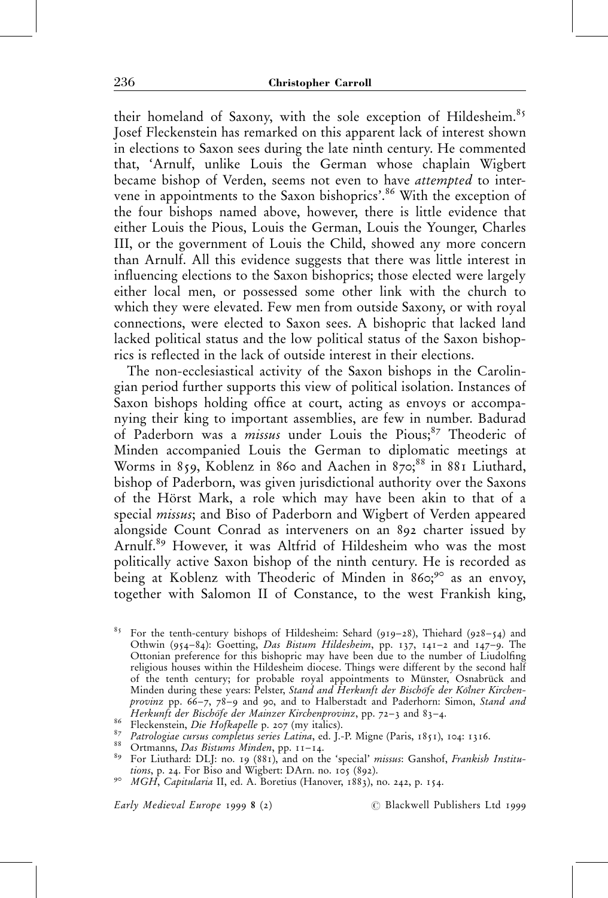their homeland of Saxony, with the sole exception of Hildesheim.[85] Josef Fleckenstein has remarked on this apparent lack of interest shown in elections to Saxon sees during the late ninth century. He commented that, 'Arnulf, unlike Louis the German whose chaplain Wigbert became bishop of Verden, seems not even to have *attempted* to intervene in appointments to the Saxon bishoprics'.[86] With the exception of the four bishops named above, however, there is little evidence that either Louis the Pious, Louis the German, Louis the Younger, Charles III, or the government of Louis the Child, showed any more concern than Arnulf. All this evidence suggests that there was little interest in influencing elections to the Saxon bishoprics; those elected were largely either local men, or possessed some other link with the church to which they were elevated. Few men from outside Saxony, or with royal connections, were elected to Saxon sees. A bishopric that lacked land lacked political status and the low political status of the Saxon bishoprics is reflected in the lack of outside interest in their elections.

The non-ecclesiastical activity of the Saxon bishops in the Carolingian period further supports this view of political isolation. Instances of Saxon bishops holding office at court, acting as envoys or accompanying their king to important assemblies, are few in number. Badurad of Paderborn was a *missus* under Louis the Pious;[87] Theoderic of Minden accompanied Louis the German to diplomatic meetings at Worms in 859, Koblenz in 860 and Aachen in 870;[88] in 881 Liuthard, bishop of Paderborn, was given jurisdictional authority over the Saxons of the Hörst Mark, a role which may have been akin to that of a special *missus*; and Biso of Paderborn and Wigbert of Verden appeared alongside Count Conrad as interveners on an 892 charter issued by Arnulf.[89] However, it was Altfrid of Hildesheim who was the most politically active Saxon bishop of the ninth century. He is recorded as being at Koblenz with Theoderic of Minden in 860;[90] as an envoy, together with Salomon II of Constance, to the west Frankish king,

[85] For the tenth-century bishops of Hildesheim: Sehard (919–28), Thiehard (928–54) and Othwin (954–84): Goetting, *Das Bistum Hildesheim*, pp. 137, 141–2 and 147–9. The Ottonian preference for this bishopric may have been due to the number of Liudolfing religious houses within the Hildesheim diocese. Things were different by the second half of the tenth century; for probable royal appointments to Münster, Osnabrück and Minden during these years: Pelster, *Stand and Herkunft der Bischöfe der Kölner Kirchenprovinz* pp. 66–7, 78–9 and 90, and to Halberstadt and Paderhorn: Simon, *Stand and Herkunft der Bischöfe der Mainzer Kirchenprovinz*, pp. 72–3 and 83–4.

[86] Fleckenstein, *Die Hofkapelle* p. 207 (my italics).

[87] *Patrologiae cursus completus series Latina*, ed. J.-P. Migne (Paris, 1851), 104: 1316.

[88] Ortmanns, *Das Bistums Minden*, pp. 11–14.

[89] For Liuthard: DLJ: no. 19 (881), and on the 'special' *missus*: Ganshof, *Frankish Institutions*, p. 24. For Biso and Wigbert: DArn. no. 105 (892).

[90] *MGH*, *Capitularia* II, ed. A. Boretius (Hanover, 1883), no. 242, p. 154.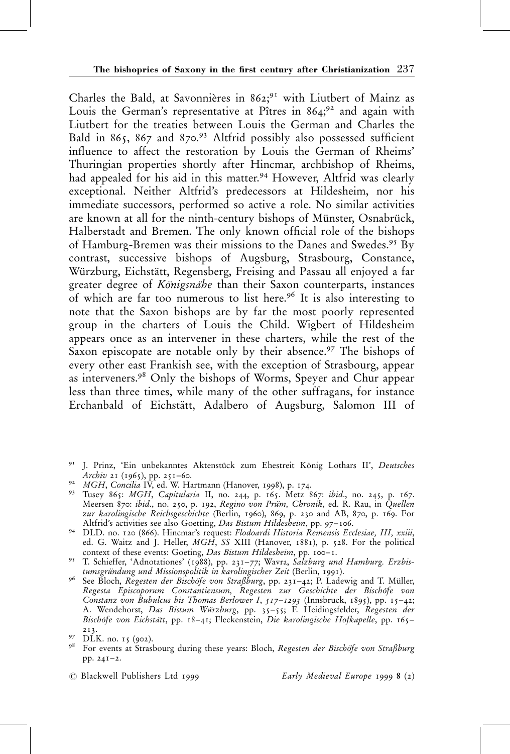Charles the Bald, at Savonnières in 862;[91] with Liutbert of Mainz as Louis the German's representative at Pîtres in 864;[92] and again with Liutbert for the treaties between Louis the German and Charles the Bald in 865, 867 and 870.[93] Altfrid possibly also possessed sufficient influence to affect the restoration by Louis the German of Rheims' Thuringian properties shortly after Hincmar, archbishop of Rheims, had appealed for his aid in this matter.[94] However, Altfrid was clearly exceptional. Neither Altfrid's predecessors at Hildesheim, nor his immediate successors, performed so active a role. No similar activities are known at all for the ninth-century bishops of Münster, Osnabrück, Halberstadt and Bremen. The only known official role of the bishops of Hamburg-Bremen was their missions to the Danes and Swedes.[95] By contrast, successive bishops of Augsburg, Strasbourg, Constance, Würzburg, Eichstätt, Regensberg, Freising and Passau all enjoyed a far greater degree of *Königsnähe* than their Saxon counterparts, instances of which are far too numerous to list here.[96] It is also interesting to note that the Saxon bishops are by far the most poorly represented group in the charters of Louis the Child. Wigbert of Hildesheim appears once as an intervener in these charters, while the rest of the Saxon episcopate are notable only by their absence.[97] The bishops of every other east Frankish see, with the exception of Strasbourg, appear as interveners.[98] Only the bishops of Worms, Speyer and Chur appear less than three times, while many of the other suffragans, for instance Erchanbald of Eichstätt, Adalbero of Augsburg, Salomon III of

---

[91] J. Prinz, 'Ein unbekanntes Aktenstück zum Ehestreit König Lothars II', *Deutsches Archiv* 21 (1965), pp. 251–60.

[92] *MGH*, *Concilia* IV, ed. W. Hartmann (Hanover, 1998), p. 174.

[93] Tusey 865: *MGH*, *Capitularia* II, no. 244, p. 165. Metz 867: *ibid*., no. 245, p. 167. Meersen 870: *ibid*., no. 250, p. 192, *Regino von Prüm, Chronik*, ed. R. Rau, in *Quellen zur karolingische Reichsgeschichte* (Berlin, 1960), 869, p. 230 and AB, 870, p. 169. For Altfrid's activities see also Goetting, *Das Bistum Hildesheim*, pp. 97–106.

[94] DLD. no. 120 (866). Hincmar's request: *Flodoardi Historia Remensis Ecclesiae, III, xxiii*, ed. G. Waitz and J. Heller, *MGH*, *SS* XIII (Hanover, 1881), p. 528. For the political context of these events: Goeting, *Das Bistum Hildesheim*, pp. 100–1.

[95] T. Schieffer, 'Adnotationes' (1988), pp. 231–77; Wavra, *Salzburg und Hamburg. Erzbistumsgründung und Missionspolitik in karolingischer Zeit* (Berlin, 1991).

[96] See Bloch, *Regesten der Bischöfe von Straßburg*, pp. 231–42; P. Ladewig and T. Müller, *Regesta Episcoporum Constantiensum, Regesten zur Geschichte der Bischöfe von Constanz von Bubulcus bis Thomas Berlower I, 517–1293* (Innsbruck, 1895), pp. 15–42; A. Wendehorst, *Das Bistum Würzburg*, pp. 35–55; F. Heidingsfelder, *Regesten der Bischöfe von Eichstätt*, pp. 18–41; Fleckenstein, *Die karolingische Hofkapelle*, pp. 165–213.

[97] DLK. no. 15 (902).

[98] For events at Strasbourg during these years: Bloch, *Regesten der Bischöfe von Straßburg* pp. 241–2.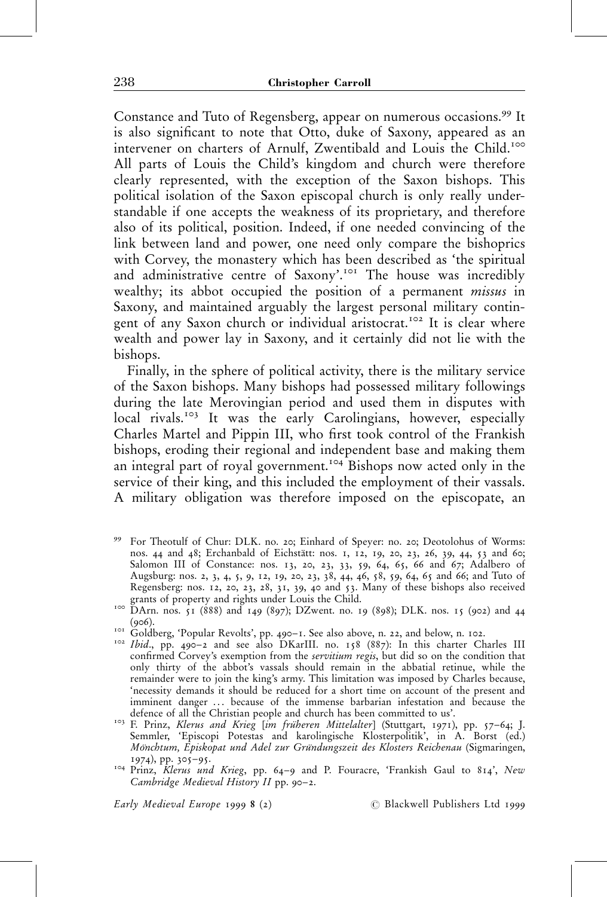Constance and Tuto of Regensberg, appear on numerous occasions.[99] It is also significant to note that Otto, duke of Saxony, appeared as an intervener on charters of Arnulf, Zwentibald and Louis the Child.[100] All parts of Louis the Child's kingdom and church were therefore clearly represented, with the exception of the Saxon bishops. This political isolation of the Saxon episcopal church is only really understandable if one accepts the weakness of its proprietary, and therefore also of its political, position. Indeed, if one needed convincing of the link between land and power, one need only compare the bishoprics with Corvey, the monastery which has been described as 'the spiritual and administrative centre of Saxony'.[101] The house was incredibly wealthy; its abbot occupied the position of a permanent *missus* in Saxony, and maintained arguably the largest personal military contingent of any Saxon church or individual aristocrat.[102] It is clear where wealth and power lay in Saxony, and it certainly did not lie with the bishops.

Finally, in the sphere of political activity, there is the military service of the Saxon bishops. Many bishops had possessed military followings during the late Merovingian period and used them in disputes with local rivals.[103] It was the early Carolingians, however, especially Charles Martel and Pippin III, who first took control of the Frankish bishops, eroding their regional and independent base and making them an integral part of royal government.[104] Bishops now acted only in the service of their king, and this included the employment of their vassals. A military obligation was therefore imposed on the episcopate, an

[99] For Theotulf of Chur: DLK. no. 20; Einhard of Speyer: no. 20; Deotolohus of Worms: nos. 44 and 48; Erchanbald of Eichstätt: nos. 1, 12, 19, 20, 23, 26, 39, 44, 53 and 60; Salomon III of Constance: nos. 13, 20, 23, 33, 59, 64, 65, 66 and 67; Adalbero of Augsburg: nos. 2, 3, 4, 5, 9, 12, 19, 20, 23, 38, 44, 46, 58, 59, 64, 65 and 66; and Tuto of Regensberg: nos. 12, 20, 23, 28, 31, 39, 40 and 53. Many of these bishops also received grants of property and rights under Louis the Child.

[100] DArn. nos. 51 (888) and 149 (897); DZwent. no. 19 (898); DLK. nos. 15 (902) and 44 (906).

[101] Goldberg, 'Popular Revolts', pp. 490–1. See also above, n. 22, and below, n. 102.

[102] *Ibid*., pp. 490–2 and see also DKarIII. no. 158 (887): In this charter Charles III confirmed Corvey's exemption from the *servitium regis*, but did so on the condition that only thirty of the abbot's vassals should remain in the abbatial retinue, while the remainder were to join the king's army. This limitation was imposed by Charles because, 'necessity demands it should be reduced for a short time on account of the present and imminent danger ... because of the immense barbarian infestation and because the defence of all the Christian people and church has been committed to us'.

[103] F. Prinz, *Klerus and Krieg* [*im früheren Mittelalter*] (Stuttgart, 1971), pp. 57–64; J. Semmler, 'Episcopi Potestas and karolingische Klosterpolitik', in A. Borst (ed.) *Mönchtum, Episkopat und Adel zur Gründungszeit des Klosters Reichenau* (Sigmaringen, 1974), pp. 305–95.

[104] Prinz, *Klerus und Krieg*, pp. 64–9 and P. Fouracre, 'Frankish Gaul to 814', *New Cambridge Medieval History II* pp. 90–2.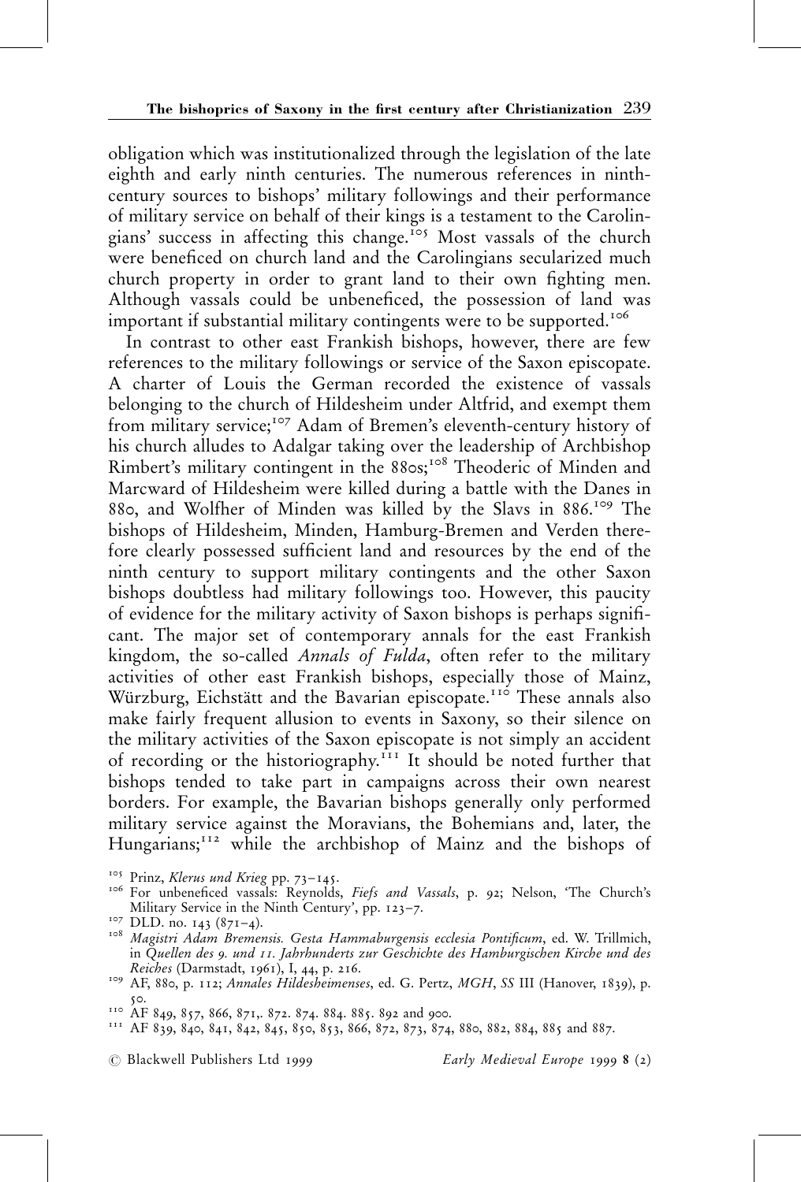obligation which was institutionalized through the legislation of the late eighth and early ninth centuries. The numerous references in ninth-century sources to bishops' military followings and their performance of military service on behalf of their kings is a testament to the Carolingians' success in affecting this change.[105] Most vassals of the church were beneficed on church land and the Carolingians secularized much church property in order to grant land to their own fighting men. Although vassals could be unbeneficed, the possession of land was important if substantial military contingents were to be supported.[106]

In contrast to other east Frankish bishops, however, there are few references to the military followings or service of the Saxon episcopate. A charter of Louis the German recorded the existence of vassals belonging to the church of Hildesheim under Altfrid, and exempt them from military service;[107] Adam of Bremen's eleventh-century history of his church alludes to Adalgar taking over the leadership of Archbishop Rimbert's military contingent in the 880s;[108] Theoderic of Minden and Marcward of Hildesheim were killed during a battle with the Danes in 880, and Wolfher of Minden was killed by the Slavs in 886.[109] The bishops of Hildesheim, Minden, Hamburg-Bremen and Verden therefore clearly possessed sufficient land and resources by the end of the ninth century to support military contingents and the other Saxon bishops doubtless had military followings too. However, this paucity of evidence for the military activity of Saxon bishops is perhaps significant. The major set of contemporary annals for the east Frankish kingdom, the so-called *Annals of Fulda*, often refer to the military activities of other east Frankish bishops, especially those of Mainz, Würzburg, Eichstätt and the Bavarian episcopate.[110] These annals also make fairly frequent allusion to events in Saxony, so their silence on the military activities of the Saxon episcopate is not simply an accident of recording or the historiography.[111] It should be noted further that bishops tended to take part in campaigns across their own nearest borders. For example, the Bavarian bishops generally only performed military service against the Moravians, the Bohemians and, later, the Hungarians;[112] while the archbishop of Mainz and the bishops of

[105] Prinz, *Klerus und Krieg* pp. 73–145.

[106] For unbeneficed vassals: Reynolds, *Fiefs and Vassals*, p. 92; Nelson, 'The Church's Military Service in the Ninth Century', pp. 123–7.

[107] DLD. no. 143 (871–4).

[108] *Magistri Adam Bremensis. Gesta Hammaburgensis ecclesia Pontificum*, ed. W. Trillmich, in *Quellen des 9. und 11. Jahrhunderts zur Geschichte des Hamburgischen Kirche und des Reiches* (Darmstadt, 1961), I, 44, p. 216.

[109] AF, 880, p. 112; *Annales Hildesheimenses*, ed. G. Pertz, *MGH*, *SS* III (Hanover, 1839), p. 50.

[110] AF 849, 857, 866, 871,. 872. 874. 884. 885. 892 and 900.

[111] AF 839, 840, 841, 842, 845, 850, 853, 866, 872, 873, 874, 880, 882, 884, 885 and 887.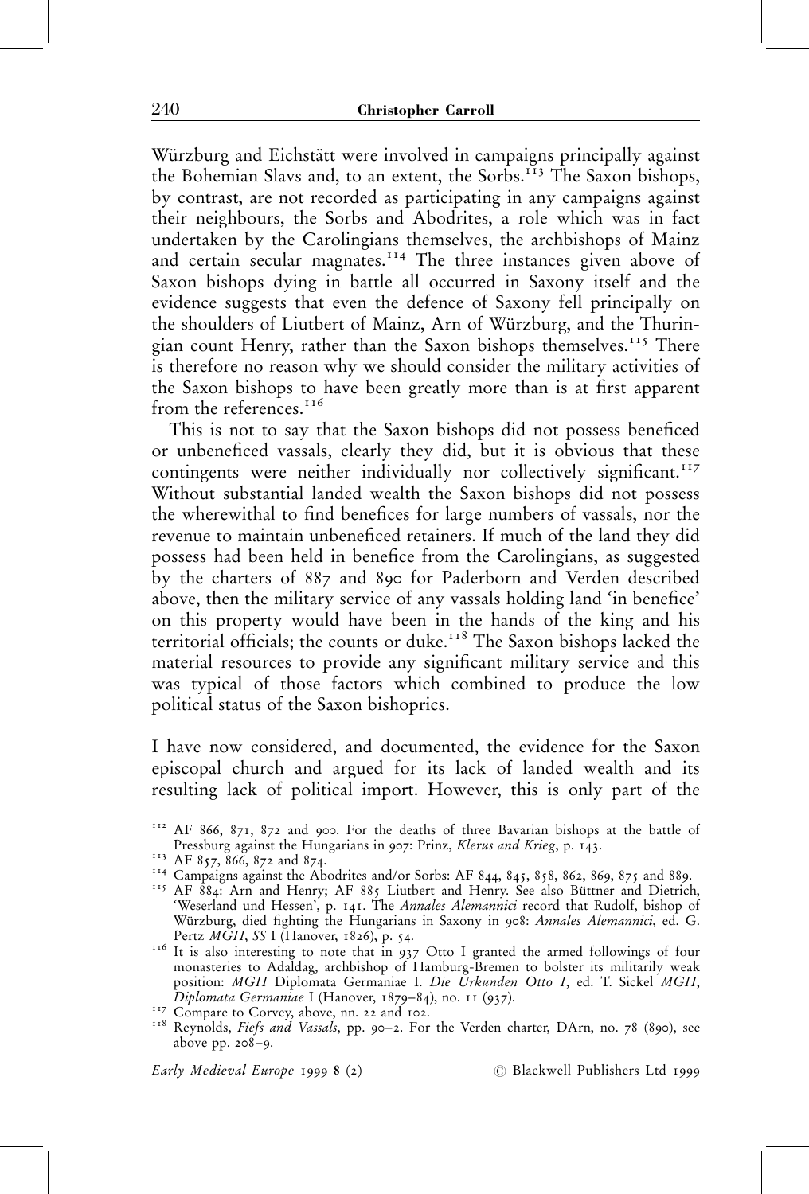Würzburg and Eichstätt were involved in campaigns principally against the Bohemian Slavs and, to an extent, the Sorbs.[113] The Saxon bishops, by contrast, are not recorded as participating in any campaigns against their neighbours, the Sorbs and Abodrites, a role which was in fact undertaken by the Carolingians themselves, the archbishops of Mainz and certain secular magnates.[114] The three instances given above of Saxon bishops dying in battle all occurred in Saxony itself and the evidence suggests that even the defence of Saxony fell principally on the shoulders of Liutbert of Mainz, Arn of Würzburg, and the Thuringian count Henry, rather than the Saxon bishops themselves.[115] There is therefore no reason why we should consider the military activities of the Saxon bishops to have been greatly more than is at first apparent from the references.[116]

This is not to say that the Saxon bishops did not possess beneficed or unbeneficed vassals, clearly they did, but it is obvious that these contingents were neither individually nor collectively significant.[117] Without substantial landed wealth the Saxon bishops did not possess the wherewithal to find benefices for large numbers of vassals, nor the revenue to maintain unbeneficed retainers. If much of the land they did possess had been held in benefice from the Carolingians, as suggested by the charters of 887 and 890 for Paderborn and Verden described above, then the military service of any vassals holding land 'in benefice' on this property would have been in the hands of the king and his territorial officials; the counts or duke.[118] The Saxon bishops lacked the material resources to provide any significant military service and this was typical of those factors which combined to produce the low political status of the Saxon bishoprics.

I have now considered, and documented, the evidence for the Saxon episcopal church and argued for its lack of landed wealth and its resulting lack of political import. However, this is only part of the

[112] AF 866, 871, 872 and 900. For the deaths of three Bavarian bishops at the battle of Pressburg against the Hungarians in 907: Prinz, *Klerus and Krieg*, p. 143.

[113] AF 857, 866, 872 and 874.

[114] Campaigns against the Abodrites and/or Sorbs: AF 844, 845, 858, 862, 869, 875 and 889.

[115] AF 884: Arn and Henry; AF 885 Liutbert and Henry. See also Büttner and Dietrich, 'Weserland und Hessen', p. 141. The *Annales Alemannici* record that Rudolf, bishop of Würzburg, died fighting the Hungarians in Saxony in 908: *Annales Alemannici*, ed. G. Pertz *MGH*, *SS* I (Hanover, 1826), p. 54.

[116] It is also interesting to note that in 937 Otto I granted the armed followings of four monasteries to Adaldag, archbishop of Hamburg-Bremen to bolster its militarily weak position: *MGH* Diplomata Germaniae I. *Die Urkunden Otto I*, ed. T. Sickel *MGH*, *Diplomata Germaniae* I (Hanover, 1879–84), no. 11 (937).

[117] Compare to Corvey, above, nn. 22 and 102.

[118] Reynolds, *Fiefs and Vassals*, pp. 90–2. For the Verden charter, DArn, no. 78 (890), see above pp. 208–9.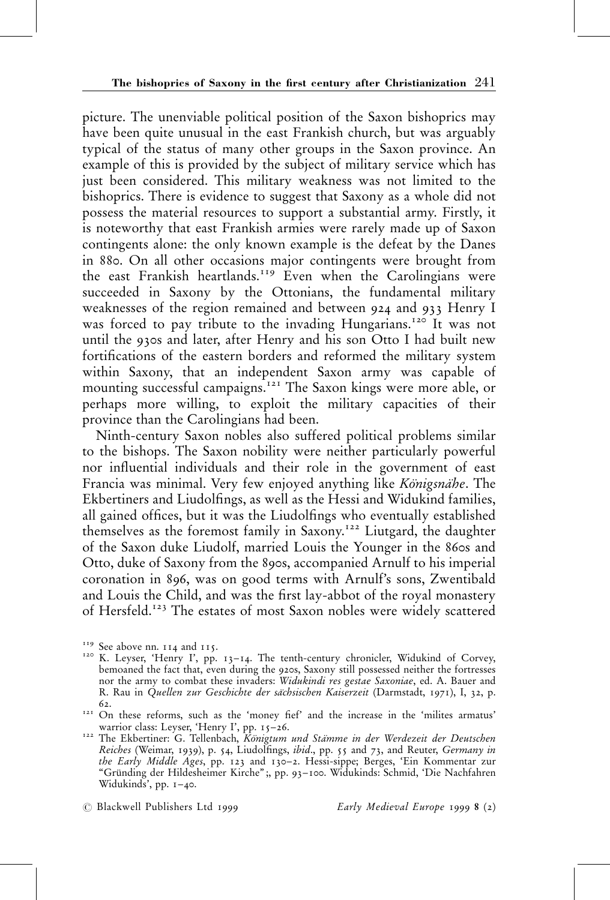picture. The unenviable political position of the Saxon bishoprics may have been quite unusual in the east Frankish church, but was arguably typical of the status of many other groups in the Saxon province. An example of this is provided by the subject of military service which has just been considered. This military weakness was not limited to the bishoprics. There is evidence to suggest that Saxony as a whole did not possess the material resources to support a substantial army. Firstly, it is noteworthy that east Frankish armies were rarely made up of Saxon contingents alone: the only known example is the defeat by the Danes in 880. On all other occasions major contingents were brought from the east Frankish heartlands.[119] Even when the Carolingians were succeeded in Saxony by the Ottonians, the fundamental military weaknesses of the region remained and between 924 and 933 Henry I was forced to pay tribute to the invading Hungarians.[120] It was not until the 930s and later, after Henry and his son Otto I had built new fortifications of the eastern borders and reformed the military system within Saxony, that an independent Saxon army was capable of mounting successful campaigns.[121] The Saxon kings were more able, or perhaps more willing, to exploit the military capacities of their province than the Carolingians had been.

Ninth-century Saxon nobles also suffered political problems similar to the bishops. The Saxon nobility were neither particularly powerful nor influential individuals and their role in the government of east Francia was minimal. Very few enjoyed anything like *Königsnähe*. The Ekbertiners and Liudolfings, as well as the Hessi and Widukind families, all gained offices, but it was the Liudolfings who eventually established themselves as the foremost family in Saxony.[122] Liutgard, the daughter of the Saxon duke Liudolf, married Louis the Younger in the 860s and Otto, duke of Saxony from the 890s, accompanied Arnulf to his imperial coronation in 896, was on good terms with Arnulf's sons, Zwentibald and Louis the Child, and was the first lay-abbot of the royal monastery of Hersfeld.[123] The estates of most Saxon nobles were widely scattered

[119] See above nn. 114 and 115.

[120] K. Leyser, 'Henry I', pp. 13–14. The tenth-century chronicler, Widukind of Corvey, bemoaned the fact that, even during the 920s, Saxony still possessed neither the fortresses nor the army to combat these invaders: *Widukindi res gestae Saxoniae*, ed. A. Bauer and R. Rau in *Quellen zur Geschichte der sächsischen Kaiserzeit* (Darmstadt, 1971), I, 32, p. 62.

[121] On these reforms, such as the 'money fief' and the increase in the 'milites armatus' warrior class: Leyser, 'Henry I', pp. 15–26.

[122] The Ekbertiner: G. Tellenbach, *Königtum und Stämme in der Werdezeit der Deutschen Reiches* (Weimar, 1939), p. 54, Liudolfings, *ibid*., pp. 55 and 73, and Reuter, *Germany in the Early Middle Ages*, pp. 123 and 130–2. Hessi-sippe; Berges, 'Ein Kommentar zur "Gründing der Hildesheimer Kirche";, pp. 93–100. Widukinds: Schmid, 'Die Nachfahren Widukinds', pp. 1–40.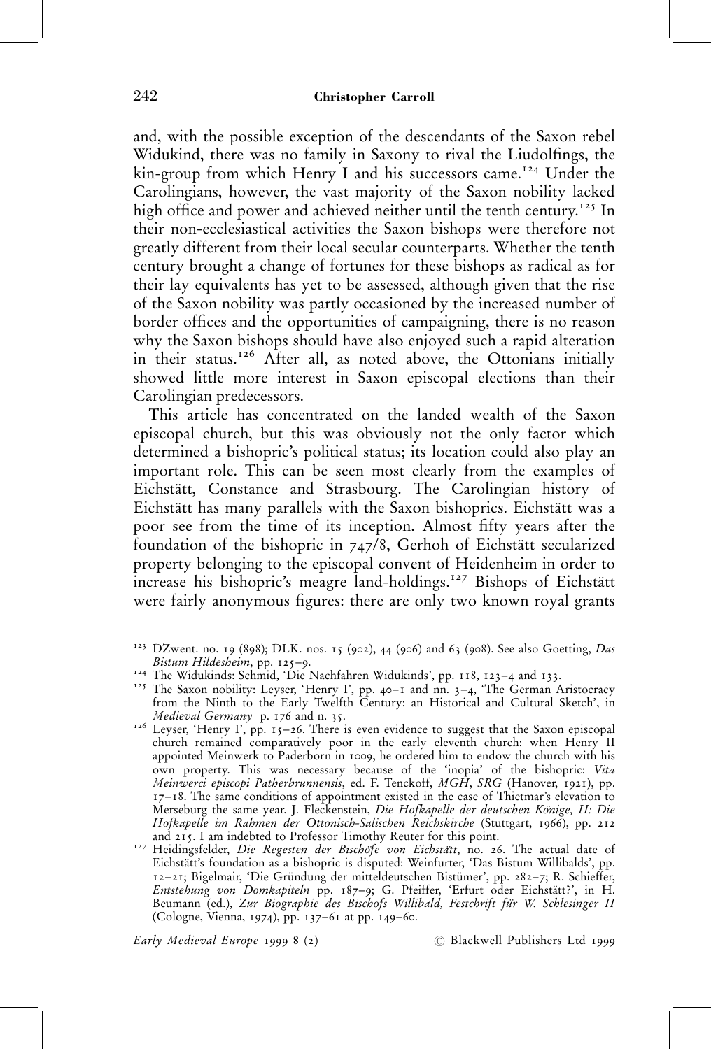and, with the possible exception of the descendants of the Saxon rebel Widukind, there was no family in Saxony to rival the Liudolfings, the kin-group from which Henry I and his successors came.[124] Under the Carolingians, however, the vast majority of the Saxon nobility lacked high office and power and achieved neither until the tenth century.[125] In their non-ecclesiastical activities the Saxon bishops were therefore not greatly different from their local secular counterparts. Whether the tenth century brought a change of fortunes for these bishops as radical as for their lay equivalents has yet to be assessed, although given that the rise of the Saxon nobility was partly occasioned by the increased number of border offices and the opportunities of campaigning, there is no reason why the Saxon bishops should have also enjoyed such a rapid alteration in their status.[126] After all, as noted above, the Ottonians initially showed little more interest in Saxon episcopal elections than their Carolingian predecessors.

This article has concentrated on the landed wealth of the Saxon episcopal church, but this was obviously not the only factor which determined a bishopric's political status; its location could also play an important role. This can be seen most clearly from the examples of Eichstätt, Constance and Strasbourg. The Carolingian history of Eichstätt has many parallels with the Saxon bishoprics. Eichstätt was a poor see from the time of its inception. Almost fifty years after the foundation of the bishopric in 747/8, Gerhoh of Eichstätt secularized property belonging to the episcopal convent of Heidenheim in order to increase his bishopric's meagre land-holdings.[127] Bishops of Eichstätt were fairly anonymous figures: there are only two known royal grants

---

[123] DZwent. no. 19 (898); DLK. nos. 15 (902), 44 (906) and 63 (908). See also Goetting, *Das Bistum Hildesheim*, pp. 125–9.

[124] The Widukinds: Schmid, 'Die Nachfahren Widukinds', pp. 118, 123–4 and 133.

[125] The Saxon nobility: Leyser, 'Henry I', pp. 40–1 and nn. 3–4, 'The German Aristocracy from the Ninth to the Early Twelfth Century: an Historical and Cultural Sketch', in *Medieval Germany* p. 176 and n. 35.

[126] Leyser, 'Henry I', pp. 15–26. There is even evidence to suggest that the Saxon episcopal church remained comparatively poor in the early eleventh church: when Henry II appointed Meinwerk to Paderborn in 1009, he ordered him to endow the church with his own property. This was necessary because of the 'inopia' of the bishopric: *Vita Meinwerci episcopi Patherbrunnensis*, ed. F. Tenckoff, *MGH*, *SRG* (Hanover, 1921), pp. 17–18. The same conditions of appointment existed in the case of Thietmar's elevation to Merseburg the same year. J. Fleckenstein, *Die Hofkapelle der deutschen Könige, II: Die Hofkapelle im Rahmen der Ottonisch-Salischen Reichskirche* (Stuttgart, 1966), pp. 212 and 215. I am indebted to Professor Timothy Reuter for this point.

[127] Heidingsfelder, *Die Regesten der Bischöfe von Eichstätt*, no. 26. The actual date of Eichstätt's foundation as a bishopric is disputed: Weinfurter, 'Das Bistum Willibalds', pp. 12–21; Bigelmair, 'Die Gründung der mitteldeutschen Bistümer', pp. 282–7; R. Schieffer, *Entstehung von Domkapiteln* pp. 187–9; G. Pfeiffer, 'Erfurt oder Eichstätt?', in H. Beumann (ed.), *Zur Biographie des Bischofs Willibald, Festchrift für W. Schlesinger II* (Cologne, Vienna, 1974), pp. 137–61 at pp. 149–60.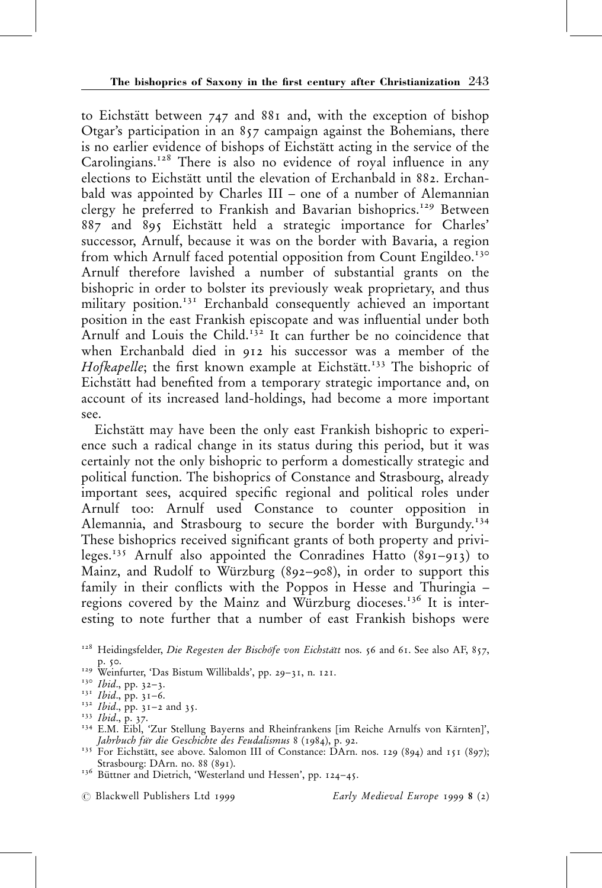to Eichstätt between 747 and 881 and, with the exception of bishop Otgar's participation in an 857 campaign against the Bohemians, there is no earlier evidence of bishops of Eichstätt acting in the service of the Carolingians.[128] There is also no evidence of royal influence in any elections to Eichstätt until the elevation of Erchanbald in 882. Erchanbald was appointed by Charles III – one of a number of Alemannian clergy he preferred to Frankish and Bavarian bishoprics.[129] Between 887 and 895 Eichstätt held a strategic importance for Charles' successor, Arnulf, because it was on the border with Bavaria, a region from which Arnulf faced potential opposition from Count Engildeo.[130] Arnulf therefore lavished a number of substantial grants on the bishopric in order to bolster its previously weak proprietary, and thus military position.[131] Erchanbald consequently achieved an important position in the east Frankish episcopate and was influential under both Arnulf and Louis the Child.[132] It can further be no coincidence that when Erchanbald died in 912 his successor was a member of the *Hofkapelle*; the first known example at Eichstätt.[133] The bishopric of Eichstätt had benefited from a temporary strategic importance and, on account of its increased land-holdings, had become a more important see.

Eichstätt may have been the only east Frankish bishopric to experience such a radical change in its status during this period, but it was certainly not the only bishopric to perform a domestically strategic and political function. The bishoprics of Constance and Strasbourg, already important sees, acquired specific regional and political roles under Arnulf too: Arnulf used Constance to counter opposition in Alemannia, and Strasbourg to secure the border with Burgundy.[134] These bishoprics received significant grants of both property and privileges.[135] Arnulf also appointed the Conradines Hatto (891–913) to Mainz, and Rudolf to Würzburg (892–908), in order to support this family in their conflicts with the Poppos in Hesse and Thuringia – regions covered by the Mainz and Würzburg dioceses.[136] It is interesting to note further that a number of east Frankish bishops were

[128] Heidingsfelder, *Die Regesten der Bischöfe von Eichstätt* nos. 56 and 61. See also AF, 857, p. 50.

[129] Weinfurter, 'Das Bistum Willibalds', pp. 29–31, n. 121.

[130] *Ibid*., pp. 32–3.

[131] *Ibid*., pp. 31–6.

[132] *Ibid*., pp. 31–2 and 35.

[133] *Ibid*., p. 37.

[134] E.M. Eibl, 'Zur Stellung Bayerns and Rheinfrankens [im Reiche Arnulfs von Kärnten]', *Jahrbuch für die Geschichte des Feudalismus* 8 (1984), p. 92.

[135] For Eichstätt, see above. Salomon III of Constance: DArn. nos. 129 (894) and 151 (897); Strasbourg: DArn. no. 88 (891).

[136] Büttner and Dietrich, 'Westerland und Hessen', pp. 124–45.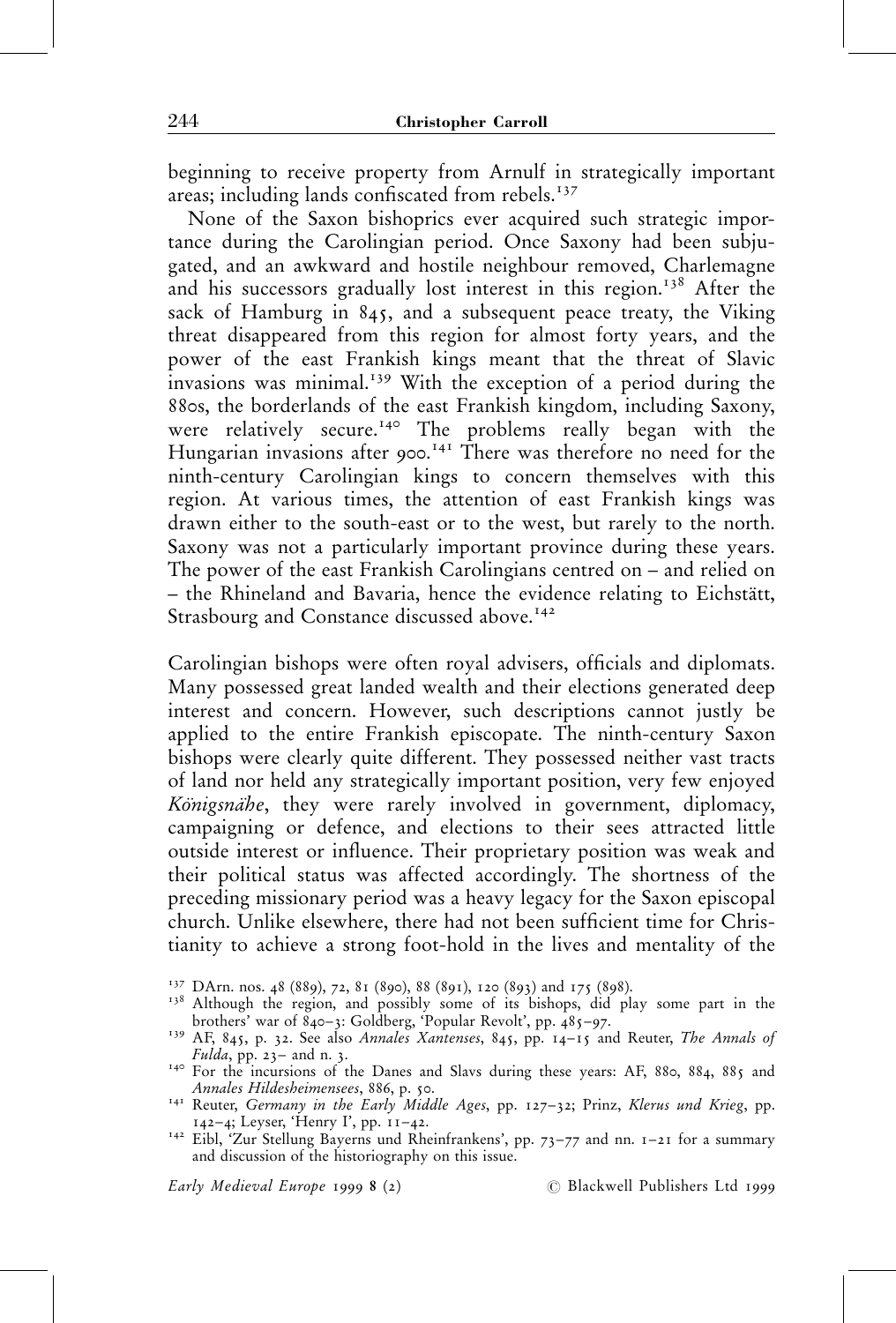beginning to receive property from Arnulf in strategically important areas; including lands confiscated from rebels.[137]

None of the Saxon bishoprics ever acquired such strategic importance during the Carolingian period. Once Saxony had been subjugated, and an awkward and hostile neighbour removed, Charlemagne and his successors gradually lost interest in this region.[138] After the sack of Hamburg in 845, and a subsequent peace treaty, the Viking threat disappeared from this region for almost forty years, and the power of the east Frankish kings meant that the threat of Slavic invasions was minimal.[139] With the exception of a period during the 880s, the borderlands of the east Frankish kingdom, including Saxony, were relatively secure.[140] The problems really began with the Hungarian invasions after 900.[141] There was therefore no need for the ninth-century Carolingian kings to concern themselves with this region. At various times, the attention of east Frankish kings was drawn either to the south-east or to the west, but rarely to the north. Saxony was not a particularly important province during these years. The power of the east Frankish Carolingians centred on – and relied on – the Rhineland and Bavaria, hence the evidence relating to Eichstätt, Strasbourg and Constance discussed above.[142]

Carolingian bishops were often royal advisers, officials and diplomats. Many possessed great landed wealth and their elections generated deep interest and concern. However, such descriptions cannot justly be applied to the entire Frankish episcopate. The ninth-century Saxon bishops were clearly quite different. They possessed neither vast tracts of land nor held any strategically important position, very few enjoyed *Königsnähe*, they were rarely involved in government, diplomacy, campaigning or defence, and elections to their sees attracted little outside interest or influence. Their proprietary position was weak and their political status was affected accordingly. The shortness of the preceding missionary period was a heavy legacy for the Saxon episcopal church. Unlike elsewhere, there had not been sufficient time for Christianity to achieve a strong foot-hold in the lives and mentality of the

[137] DArn. nos. 48 (889), 72, 81 (890), 88 (891), 120 (893) and 175 (898).

[138] Although the region, and possibly some of its bishops, did play some part in the brothers' war of 840–3: Goldberg, 'Popular Revolt', pp. 485–97.

[139] AF, 845, p. 32. See also *Annales Xantenses*, 845, pp. 14–15 and Reuter, *The Annals of Fulda*, pp. 23– and n. 3.

[140] For the incursions of the Danes and Slavs during these years: AF, 880, 884, 885 and *Annales Hildesheimensees*, 886, p. 50.

[141] Reuter, *Germany in the Early Middle Ages*, pp. 127–32; Prinz, *Klerus und Krieg*, pp. 142–4; Leyser, 'Henry I', pp. 11–42.

[142] Eibl, 'Zur Stellung Bayerns und Rheinfrankens', pp. 73–77 and nn. 1–21 for a summary and discussion of the historiography on this issue.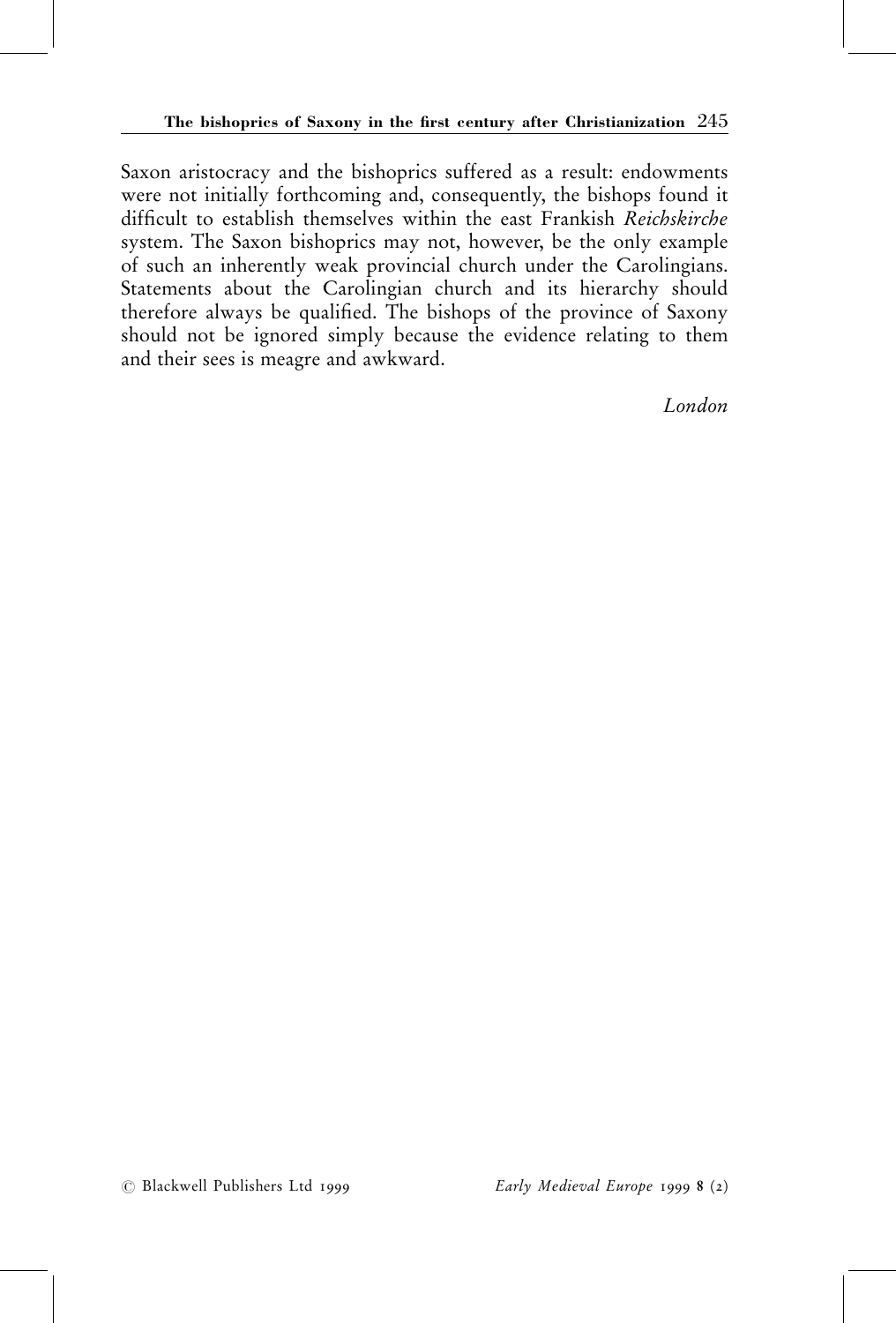Saxon aristocracy and the bishoprics suffered as a result: endowments were not initially forthcoming and, consequently, the bishops found it difficult to establish themselves within the east Frankish *Reichskirche* system. The Saxon bishoprics may not, however, be the only example of such an inherently weak provincial church under the Carolingians. Statements about the Carolingian church and its hierarchy should therefore always be qualified. The bishops of the province of Saxony should not be ignored simply because the evidence relating to them and their sees is meagre and awkward.

*London*